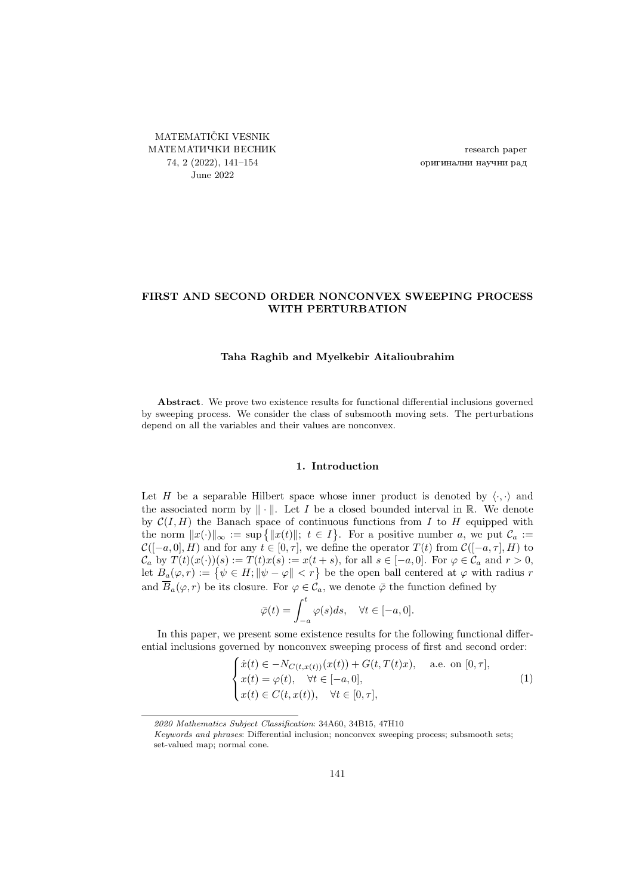# FIRST AND SECOND ORDER NONCONVEX SWEEPING PROCESS WITH PERTURBATION

**Taha Raghib and Myelkebir Aitalioubrahim**

**Abstract**. We prove two existence results for functional differential inclusions governed by sweeping process. We consider the class of subsmooth moving sets. The perturbations depend on all the variables and their values are nonconvex.

## 1. Introduction

Let $H$ be a separable Hilbert space whose inner product is denoted by $\langle \cdot, \cdot \rangle$ and the associated norm by $\|\cdot\|$. Let $I$ be a closed bounded interval in $\mathbb{R}$. We denote by $\mathcal{C}(I, H)$ the Banach space of continuous functions from $I$ to $H$ equipped with the norm $\|x(\cdot)\|_\infty := \sup\{\|x(t)\|;\ t \in I\}$. For a positive number $a$, we put $\mathcal{C}_a := \mathcal{C}([-a, 0], H)$ and for any $t \in [0, \tau]$, we define the operator $T(t)$ from $\mathcal{C}([-a, \tau], H)$ to $\mathcal{C}_a$ by $T(t)(x(\cdot))(s) := T(t)x(s) := x(t + s)$, for all $s \in [-a, 0]$. For $\varphi \in \mathcal{C}_a$ and $r > 0$, let $B_a(\varphi, r) := \{\psi \in H; \|\psi - \varphi\| < r\}$ be the open ball centered at $\varphi$ with radius $r$ and $\overline{B}_a(\varphi, r)$ be its closure. For $\varphi \in \mathcal{C}_a$, we denote $\bar{\varphi}$ the function defined by

$$\bar{\varphi}(t) = \int_{-a}^{t} \varphi(s) ds, \quad \forall t \in [-a, 0].$$

In this paper, we present some existence results for the following functional differential inclusions governed by nonconvex sweeping process of first and second order:

$$\begin{cases} \dot{x}(t) \in -N_{C(t,x(t))}(x(t)) + G(t, T(t)x), & \text{a.e. on } [0, \tau], \\ x(t) = \varphi(t), \quad \forall t \in [-a, 0], \\ x(t) \in C(t, x(t)), \quad \forall t \in [0, \tau], \end{cases} \tag{1}$$

*2020 Mathematics Subject Classification*: 34A60, 34B15, 47H10

*Keywords and phrases*: Differential inclusion; nonconvex sweeping process; subsmooth sets; set-valued map; normal cone.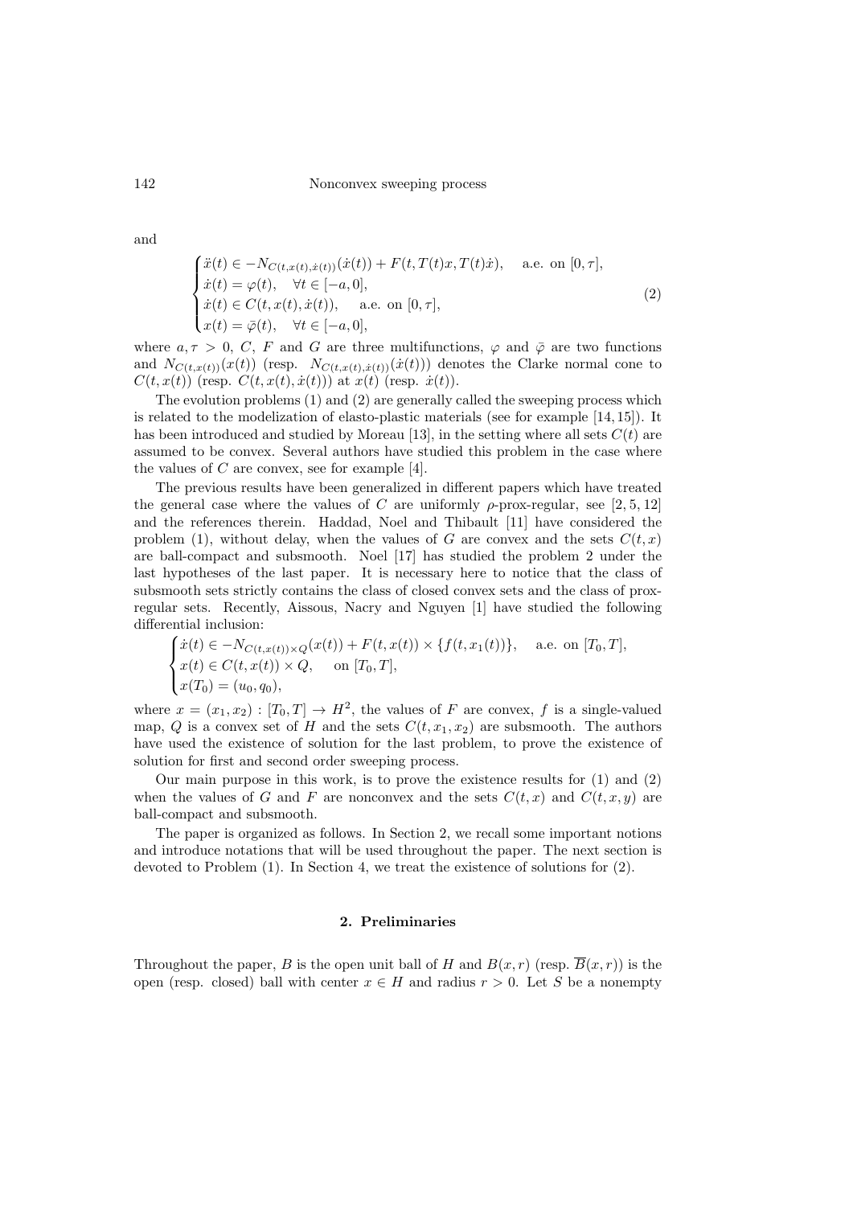and

$$
\begin{cases}
\ddot{x}(t) \in -N_{C(t,x(t),\dot{x}(t))}(\dot{x}(t)) + F(t, T(t)x, T(t)\dot{x}), & \text{a.e. on } [0,\tau], \\
\dot{x}(t) = \varphi(t), \quad \forall t \in [-a, 0], \\
\dot{x}(t) \in C(t, x(t), \dot{x}(t)), \quad \text{a.e. on } [0,\tau], \\
x(t) = \bar{\varphi}(t), \quad \forall t \in [-a, 0],
\end{cases}
\tag{2}
$$

where $a, \tau > 0$, $C$, $F$ and $G$ are three multifunctions, $\varphi$ and $\bar{\varphi}$ are two functions and $N_{C(t,x(t))}(x(t))$ (resp. $N_{C(t,x(t),\dot{x}(t))}(\dot{x}(t))$) denotes the Clarke normal cone to $C(t, x(t))$ (resp. $C(t, x(t), \dot{x}(t))$) at $x(t)$ (resp. $\dot{x}(t)$).

The evolution problems (1) and (2) are generally called the sweeping process which is related to the modelization of elasto-plastic materials (see for example [14, 15]). It has been introduced and studied by Moreau [13], in the setting where all sets $C(t)$ are assumed to be convex. Several authors have studied this problem in the case where the values of $C$ are convex, see for example [4].

The previous results have been generalized in different papers which have treated the general case where the values of $C$ are uniformly $\rho$-prox-regular, see [2, 5, 12] and the references therein. Haddad, Noel and Thibault [11] have considered the problem (1), without delay, when the values of $G$ are convex and the sets $C(t, x)$ are ball-compact and subsmooth. Noel [17] has studied the problem 2 under the last hypotheses of the last paper. It is necessary here to notice that the class of subsmooth sets strictly contains the class of closed convex sets and the class of prox-regular sets. Recently, Aissous, Nacry and Nguyen [1] have studied the following differential inclusion:

$$
\begin{cases}
\dot{x}(t) \in -N_{C(t,x(t))\times Q}(x(t)) + F(t, x(t)) \times \{f(t, x_1(t))\}, & \text{a.e. on } [T_0, T], \\
x(t) \in C(t, x(t)) \times Q, \quad \text{on } [T_0, T], \\
x(T_0) = (u_0, q_0),
\end{cases}
$$

where $x = (x_1, x_2) : [T_0, T] \to H^2$, the values of $F$ are convex, $f$ is a single-valued map, $Q$ is a convex set of $H$ and the sets $C(t, x_1, x_2)$ are subsmooth. The authors have used the existence of solution for the last problem, to prove the existence of solution for first and second order sweeping process.

Our main purpose in this work, is to prove the existence results for (1) and (2) when the values of $G$ and $F$ are nonconvex and the sets $C(t, x)$ and $C(t, x, y)$ are ball-compact and subsmooth.

The paper is organized as follows. In Section 2, we recall some important notions and introduce notations that will be used throughout the paper. The next section is devoted to Problem (1). In Section 4, we treat the existence of solutions for (2).

## 2. Preliminaries

Throughout the paper, $B$ is the open unit ball of $H$ and $B(x, r)$ (resp. $\overline{B}(x, r)$) is the open (resp. closed) ball with center $x \in H$ and radius $r > 0$. Let $S$ be a nonempty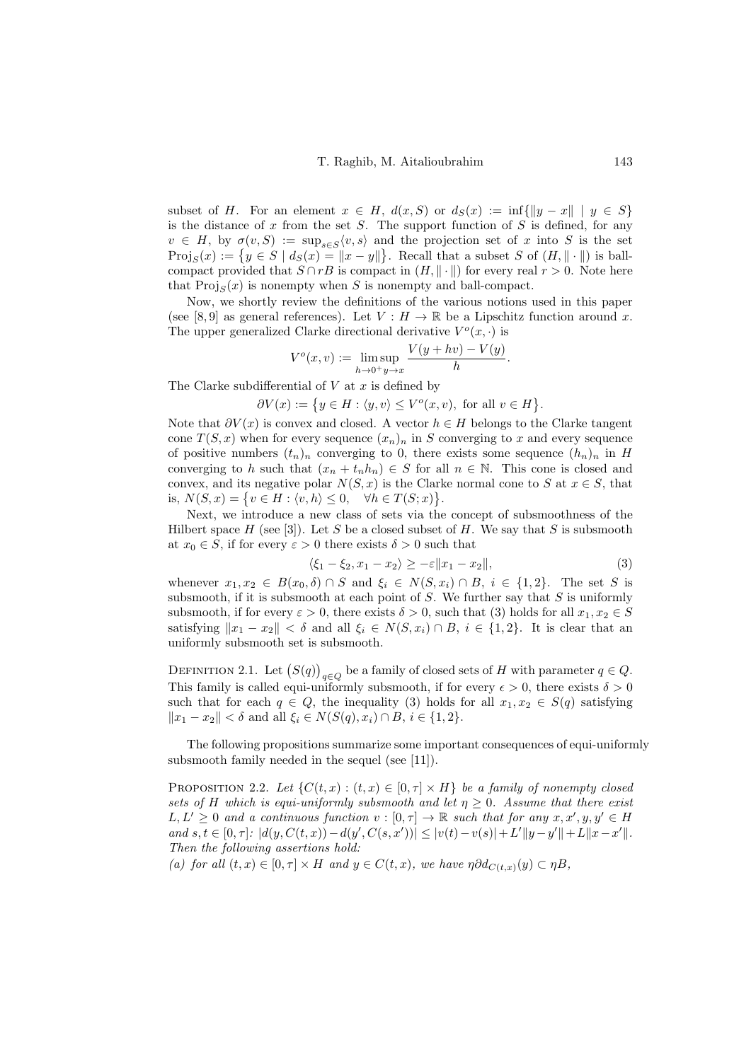subset of $H$. For an element $x \in H$, $d(x, S)$ or $d_S(x) := \inf\{\|y - x\| \mid y \in S\}$ is the distance of $x$ from the set $S$. The support function of $S$ is defined, for any $v \in H$, by $\sigma(v, S) := \sup_{s \in S}\langle v, s\rangle$ and the projection set of $x$ into $S$ is the set $\mathrm{Proj}_S(x) := \{y \in S \mid d_S(x) = \|x - y\|\}$. Recall that a subset $S$ of $(H, \|\cdot\|)$ is ball-compact provided that $S \cap rB$ is compact in $(H, \|\cdot\|)$ for every real $r > 0$. Note here that $\mathrm{Proj}_S(x)$ is nonempty when $S$ is nonempty and ball-compact.

Now, we shortly review the definitions of the various notions used in this paper (see [8, 9] as general references). Let $V : H \to \mathbb{R}$ be a Lipschitz function around $x$. The upper generalized Clarke directional derivative $V^o(x, \cdot)$ is

$$V^o(x, v) := \limsup_{h \to 0^+ y \to x} \frac{V(y + hv) - V(y)}{h}.$$

The Clarke subdifferential of $V$ at $x$ is defined by

$$\partial V(x) := \{y \in H : \langle y, v\rangle \le V^o(x, v), \text{ for all } v \in H\}.$$

Note that $\partial V(x)$ is convex and closed. A vector $h \in H$ belongs to the Clarke tangent cone $T(S, x)$ when for every sequence $(x_n)_n$ in $S$ converging to $x$ and every sequence of positive numbers $(t_n)_n$ converging to 0, there exists some sequence $(h_n)_n$ in $H$ converging to $h$ such that $(x_n + t_n h_n) \in S$ for all $n \in \mathbb{N}$. This cone is closed and convex, and its negative polar $N(S, x)$ is the Clarke normal cone to $S$ at $x \in S$, that is, $N(S, x) = \{v \in H : \langle v, h\rangle \le 0, \quad \forall h \in T(S; x)\}$.

Next, we introduce a new class of sets via the concept of subsmoothness of the Hilbert space $H$ (see [3]). Let $S$ be a closed subset of $H$. We say that $S$ is subsmooth at $x_0 \in S$, if for every $\varepsilon > 0$ there exists $\delta > 0$ such that

$$\langle \xi_1 - \xi_2, x_1 - x_2\rangle \ge -\varepsilon\|x_1 - x_2\|, \tag{3}$$

whenever $x_1, x_2 \in B(x_0, \delta) \cap S$ and $\xi_i \in N(S, x_i) \cap B$, $i \in \{1, 2\}$. The set $S$ is subsmooth, if it is subsmooth at each point of $S$. We further say that $S$ is uniformly subsmooth, if for every $\varepsilon > 0$, there exists $\delta > 0$, such that (3) holds for all $x_1, x_2 \in S$ satisfying $\|x_1 - x_2\| < \delta$ and all $\xi_i \in N(S, x_i) \cap B$, $i \in \{1, 2\}$. It is clear that an uniformly subsmooth set is subsmooth.

Definition 2.1. Let $\big(S(q)\big)_{q \in Q}$ be a family of closed sets of $H$ with parameter $q \in Q$. This family is called equi-uniformly subsmooth, if for every $\epsilon > 0$, there exists $\delta > 0$ such that for each $q \in Q$, the inequality (3) holds for all $x_1, x_2 \in S(q)$ satisfying $\|x_1 - x_2\| < \delta$ and all $\xi_i \in N(S(q), x_i) \cap B$, $i \in \{1, 2\}$.

The following propositions summarize some important consequences of equi-uniformly subsmooth family needed in the sequel (see [11]).

Proposition 2.2. *Let $\{C(t, x) : (t, x) \in [0, \tau] \times H\}$ be a family of nonempty closed sets of $H$ which is equi-uniformly subsmooth and let $\eta \ge 0$. Assume that there exist $L, L' \ge 0$ and a continuous function $v : [0, \tau] \to \mathbb{R}$ such that for any $x, x', y, y' \in H$ and $s, t \in [0, \tau]$: $|d(y, C(t, x)) - d(y', C(s, x'))| \le |v(t) - v(s)| + L'\|y - y'\| + L\|x - x'\|$. Then the following assertions hold:*

*(a) for all $(t, x) \in [0, \tau] \times H$ and $y \in C(t, x)$, we have $\eta \partial d_{C(t,x)}(y) \subset \eta B$,*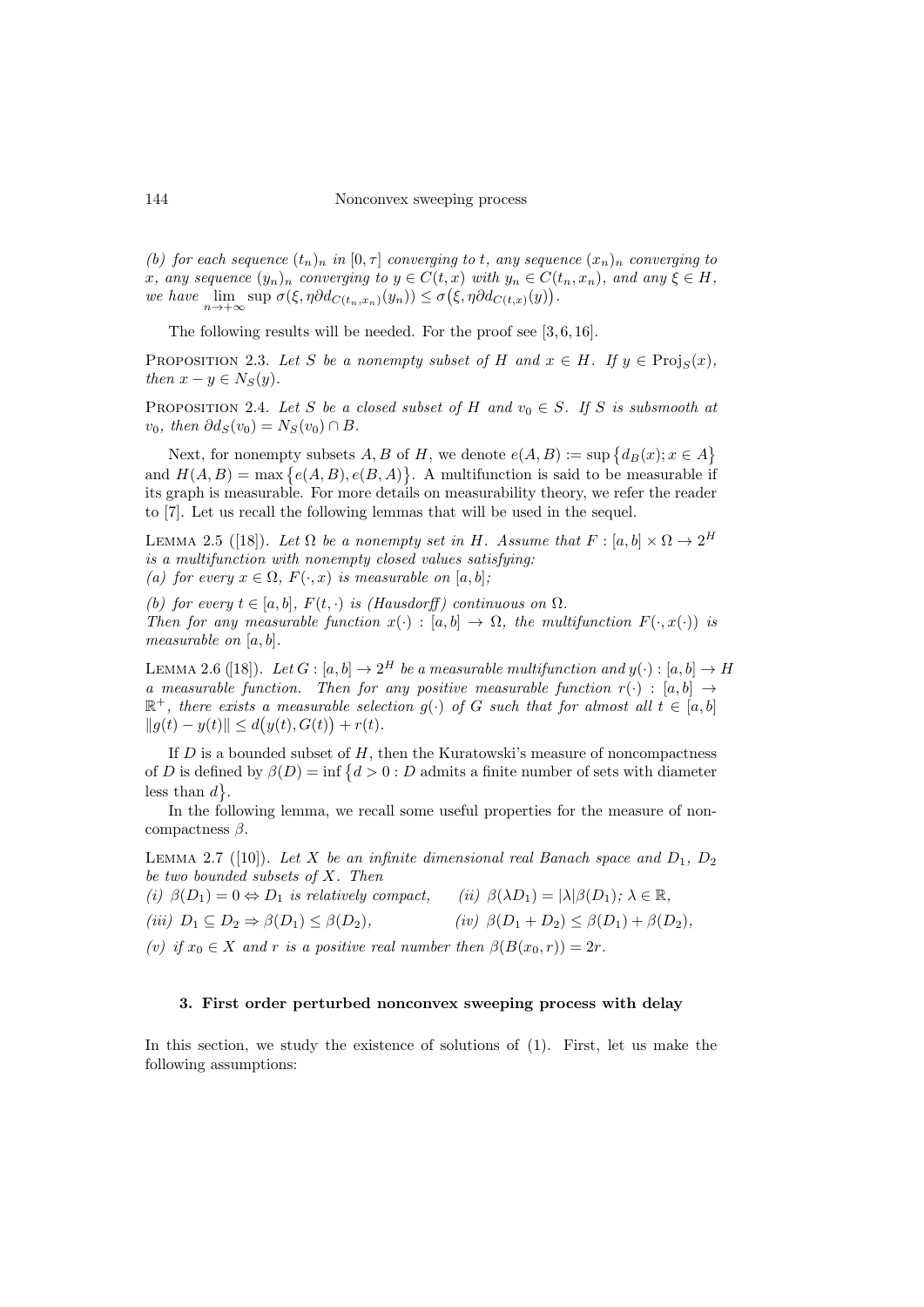*(b) for each sequence $(t_n)_n$ in $[0,\tau]$ converging to $t$, any sequence $(x_n)_n$ converging to $x$, any sequence $(y_n)_n$ converging to $y \in C(t,x)$ with $y_n \in C(t_n,x_n)$, and any $\xi \in H$, we have* $\lim_{n\to+\infty} \sup \sigma(\xi, \eta\partial d_{C(t_n,x_n)}(y_n)) \le \sigma\big(\xi, \eta\partial d_{C(t,x)}(y)\big)$.

The following results will be needed. For the proof see [3, 6, 16].

PROPOSITION 2.3. *Let $S$ be a nonempty subset of $H$ and $x \in H$. If $y \in \mathrm{Proj}_S(x)$, then $x - y \in N_S(y)$.*

PROPOSITION 2.4. *Let $S$ be a closed subset of $H$ and $v_0 \in S$. If $S$ is subsmooth at $v_0$, then $\partial d_S(v_0) = N_S(v_0) \cap B$.*

Next, for nonempty subsets $A, B$ of $H$, we denote $e(A,B) := \sup\{d_B(x); x \in A\}$ and $H(A,B) = \max\{e(A,B), e(B,A)\}$. A multifunction is said to be measurable if its graph is measurable. For more details on measurability theory, we refer the reader to [7]. Let us recall the following lemmas that will be used in the sequel.

LEMMA 2.5 ([18]). *Let $\Omega$ be a nonempty set in $H$. Assume that $F : [a,b] \times \Omega \to 2^H$ is a multifunction with nonempty closed values satisfying:*
*(a) for every $x \in \Omega$, $F(\cdot, x)$ is measurable on $[a,b]$;*

*(b) for every $t \in [a,b]$, $F(t,\cdot)$ is (Hausdorff) continuous on $\Omega$.*
*Then for any measurable function $x(\cdot) : [a,b] \to \Omega$, the multifunction $F(\cdot, x(\cdot))$ is measurable on $[a,b]$.*

LEMMA 2.6 ([18]). *Let $G : [a,b] \to 2^H$ be a measurable multifunction and $y(\cdot) : [a,b] \to H$ a measurable function. Then for any positive measurable function $r(\cdot) : [a,b] \to \mathbb{R}^+$, there exists a measurable selection $g(\cdot)$ of $G$ such that for almost all $t \in [a,b]$ $\|g(t) - y(t)\| \le d\big(y(t), G(t)\big) + r(t)$.*

If $D$ is a bounded subset of $H$, then the Kuratowski's measure of noncompactness of $D$ is defined by $\beta(D) = \inf\{d > 0 : D$ admits a finite number of sets with diameter less than $d\}$.

In the following lemma, we recall some useful properties for the measure of noncompactness $\beta$.

LEMMA 2.7 ([10]). *Let $X$ be an infinite dimensional real Banach space and $D_1$, $D_2$ be two bounded subsets of $X$. Then*
*(i) $\beta(D_1) = 0 \Leftrightarrow D_1$ is relatively compact,* *(ii) $\beta(\lambda D_1) = |\lambda|\beta(D_1)$; $\lambda \in \mathbb{R}$,*
*(iii) $D_1 \subseteq D_2 \Rightarrow \beta(D_1) \le \beta(D_2)$,* *(iv) $\beta(D_1 + D_2) \le \beta(D_1) + \beta(D_2)$,*
*(v) if $x_0 \in X$ and $r$ is a positive real number then $\beta(B(x_0,r)) = 2r$.*

## 3. First order perturbed nonconvex sweeping process with delay

In this section, we study the existence of solutions of (1). First, let us make the following assumptions: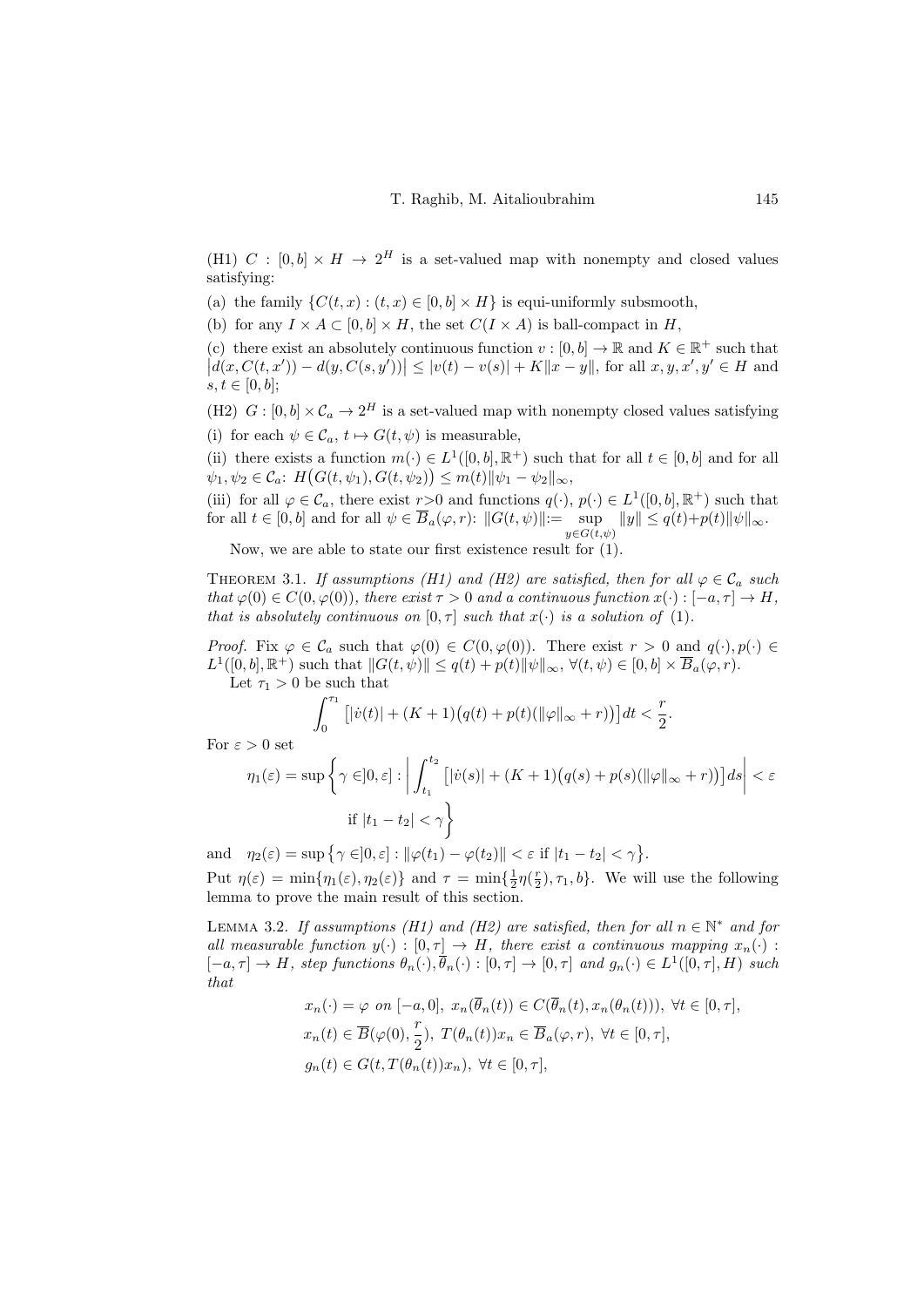(H1) $C : [0,b] \times H \to 2^H$ is a set-valued map with nonempty and closed values satisfying:

(a) the family $\{C(t,x) : (t,x) \in [0,b] \times H\}$ is equi-uniformly subsmooth,

(b) for any $I \times A \subset [0,b] \times H$, the set $C(I \times A)$ is ball-compact in $H$,

(c) there exist an absolutely continuous function $v : [0,b] \to \mathbb{R}$ and $K \in \mathbb{R}^+$ such that $\big|d(x, C(t,x')) - d(y, C(s,y'))\big| \le |v(t) - v(s)| + K\|x - y\|$, for all $x, y, x', y' \in H$ and $s, t \in [0,b]$;

(H2) $G : [0,b] \times \mathcal{C}_a \to 2^H$ is a set-valued map with nonempty closed values satisfying

(i) for each $\psi \in \mathcal{C}_a$, $t \mapsto G(t,\psi)$ is measurable,

(ii) there exists a function $m(\cdot) \in L^1([0,b], \mathbb{R}^+)$ such that for all $t \in [0,b]$ and for all $\psi_1, \psi_2 \in \mathcal{C}_a$: $H\big(G(t,\psi_1), G(t,\psi_2)\big) \le m(t)\|\psi_1 - \psi_2\|_\infty$,

(iii) for all $\varphi \in \mathcal{C}_a$, there exist $r>0$ and functions $q(\cdot)$, $p(\cdot) \in L^1([0,b], \mathbb{R}^+)$ such that for all $t \in [0,b]$ and for all $\psi \in \overline{B}_a(\varphi, r)$: $\|G(t,\psi)\| := \sup\limits_{y \in G(t,\psi)} \|y\| \le q(t) + p(t)\|\psi\|_\infty$.

Now, we are able to state our first existence result for (1).

**Theorem 3.1.** *If assumptions (H1) and (H2) are satisfied, then for all $\varphi \in \mathcal{C}_a$ such that $\varphi(0) \in C(0, \varphi(0))$, there exist $\tau > 0$ and a continuous function $x(\cdot) : [-a, \tau] \to H$, that is absolutely continuous on $[0, \tau]$ such that $x(\cdot)$ is a solution of (1).*

*Proof.* Fix $\varphi \in \mathcal{C}_a$ such that $\varphi(0) \in C(0, \varphi(0))$. There exist $r > 0$ and $q(\cdot), p(\cdot) \in L^1([0,b], \mathbb{R}^+)$ such that $\|G(t,\psi)\| \le q(t) + p(t)\|\psi\|_\infty$, $\forall (t,\psi) \in [0,b] \times \overline{B}_a(\varphi, r)$.

Let $\tau_1 > 0$ be such that

$$\int_0^{\tau_1} \big[|\dot{v}(t)| + (K+1)\big(q(t) + p(t)(\|\varphi\|_\infty + r)\big)\big] dt < \frac{r}{2}.$$

For $\varepsilon > 0$ set

$$\eta_1(\varepsilon) = \sup\bigg\{ \gamma \in ]0, \varepsilon] : \bigg| \int_{t_1}^{t_2} \big[|\dot{v}(s)| + (K+1)\big(q(s) + p(s)(\|\varphi\|_\infty + r)\big)\big] ds \bigg| < \varepsilon \text{ if } |t_1 - t_2| < \gamma \bigg\}$$

and $\quad \eta_2(\varepsilon) = \sup\big\{ \gamma \in ]0, \varepsilon] : \|\varphi(t_1) - \varphi(t_2)\| < \varepsilon \text{ if } |t_1 - t_2| < \gamma \big\}$.

Put $\eta(\varepsilon) = \min\{\eta_1(\varepsilon), \eta_2(\varepsilon)\}$ and $\tau = \min\{\frac{1}{2}\eta(\frac{r}{2}), \tau_1, b\}$. We will use the following lemma to prove the main result of this section.

**Lemma 3.2.** *If assumptions (H1) and (H2) are satisfied, then for all $n \in \mathbb{N}^*$ and for all measurable function $y(\cdot) : [0, \tau] \to H$, there exist a continuous mapping $x_n(\cdot) : [-a, \tau] \to H$, step functions $\theta_n(\cdot), \overline{\theta}_n(\cdot) : [0, \tau] \to [0, \tau]$ and $g_n(\cdot) \in L^1([0, \tau], H)$ such that*

$$x_n(\cdot) = \varphi \text{ on } [-a, 0],\ x_n(\overline{\theta}_n(t)) \in C(\overline{\theta}_n(t), x_n(\theta_n(t))),\ \forall t \in [0, \tau],$$

$$x_n(t) \in \overline{B}(\varphi(0), \frac{r}{2}),\ T(\theta_n(t))x_n \in \overline{B}_a(\varphi, r),\ \forall t \in [0, \tau],$$

$$g_n(t) \in G(t, T(\theta_n(t))x_n),\ \forall t \in [0, \tau],$$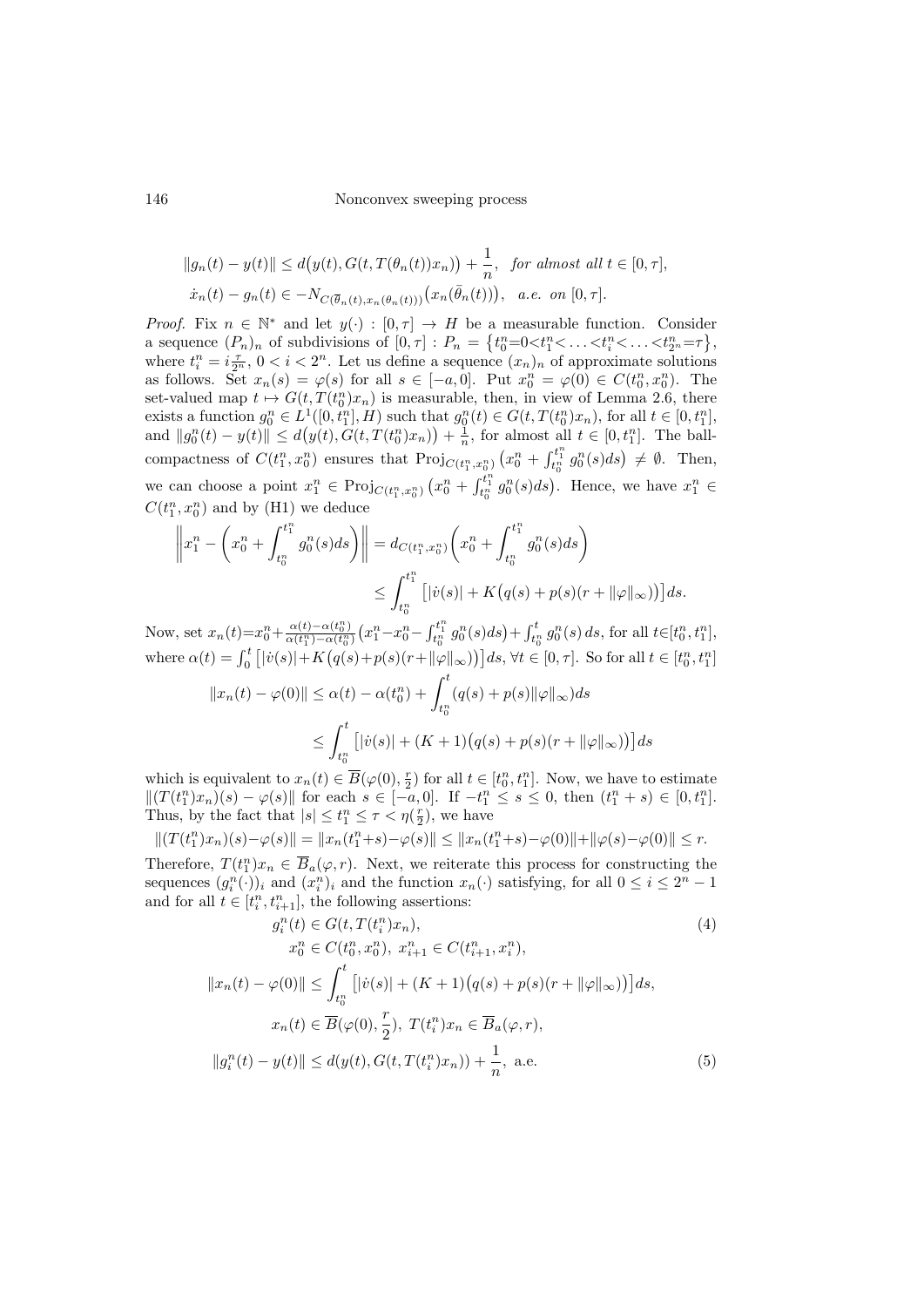$$\|g_n(t) - y(t)\| \leq d\big(y(t), G(t, T(\theta_n(t))x_n)\big) + \frac{1}{n}, \quad \textit{for almost all } t \in [0,\tau],$$

$$\dot{x}_n(t) - g_n(t) \in -N_{C(\overline{\theta}_n(t), x_n(\theta_n(t)))}\big(x_n(\bar{\theta}_n(t))\big), \quad \textit{a.e. on } [0,\tau].$$

*Proof.* Fix $n \in \mathbb{N}^*$ and let $y(\cdot) : [0,\tau] \to H$ be a measurable function. Consider a sequence $(P_n)_n$ of subdivisions of $[0,\tau]$ : $P_n = \{t_0^n{=}0{<}t_1^n{<}\ldots{<}t_i^n{<}\ldots{<}t_{2^n}^n{=}\tau\}$, where $t_i^n = i\frac{\tau}{2^n}$, $0 < i < 2^n$. Let us define a sequence $(x_n)_n$ of approximate solutions as follows. Set $x_n(s) = \varphi(s)$ for all $s \in [-a, 0]$. Put $x_0^n = \varphi(0) \in C(t_0^n, x_0^n)$. The set-valued map $t \mapsto G(t, T(t_0^n)x_n)$ is measurable, then, in view of Lemma 2.6, there exists a function $g_0^n \in L^1([0,t_1^n], H)$ such that $g_0^n(t) \in G(t, T(t_0^n)x_n)$, for all $t \in [0, t_1^n]$, and $\|g_0^n(t) - y(t)\| \leq d\big(y(t), G(t, T(t_0^n)x_n)\big) + \frac{1}{n}$, for almost all $t \in [0, t_1^n]$. The ball-compactness of $C(t_1^n, x_0^n)$ ensures that $\operatorname{Proj}_{C(t_1^n, x_0^n)}\big(x_0^n + \int_{t_0^n}^{t_1^n} g_0^n(s)ds\big) \neq \emptyset$. Then, we can choose a point $x_1^n \in \operatorname{Proj}_{C(t_1^n, x_0^n)}\big(x_0^n + \int_{t_0^n}^{t_1^n} g_0^n(s)ds\big)$. Hence, we have $x_1^n \in C(t_1^n, x_0^n)$ and by (H1) we deduce

$$\left\| x_1^n - \left(x_0^n + \int_{t_0^n}^{t_1^n} g_0^n(s)ds\right)\right\| = d_{C(t_1^n, x_0^n)}\left(x_0^n + \int_{t_0^n}^{t_1^n} g_0^n(s)ds\right)$$
$$\leq \int_{t_0^n}^{t_1^n} \big[|\dot{v}(s)| + K\big(q(s) + p(s)(r + \|\varphi\|_\infty)\big)\big]ds.$$

Now, set $x_n(t){=}x_0^n{+}\frac{\alpha(t)-\alpha(t_0^n)}{\alpha(t_1^n)-\alpha(t_0^n)}\big(x_1^n{-}x_0^n{-}\int_{t_0^n}^{t_1^n} g_0^n(s)ds\big){+}\int_{t_0^n}^{t} g_0^n(s)\,ds$, for all $t{\in}[t_0^n, t_1^n]$, where $\alpha(t) = \int_0^t \big[|\dot{v}(s)|{+}K\big(q(s){+}p(s)(r{+}\|\varphi\|_\infty)\big)\big]ds$, $\forall t \in [0,\tau]$. So for all $t \in [t_0^n, t_1^n]$

$$\|x_n(t) - \varphi(0)\| \leq \alpha(t) - \alpha(t_0^n) + \int_{t_0^n}^{t} (q(s) + p(s)\|\varphi\|_\infty)ds$$
$$\leq \int_{t_0^n}^{t} \big[|\dot{v}(s)| + (K+1)\big(q(s) + p(s)(r + \|\varphi\|_\infty)\big)\big]ds$$

which is equivalent to $x_n(t) \in \overline{B}(\varphi(0), \frac{r}{2})$ for all $t \in [t_0^n, t_1^n]$. Now, we have to estimate $\|(T(t_1^n)x_n)(s) - \varphi(s)\|$ for each $s \in [-a, 0]$. If $-t_1^n \leq s \leq 0$, then $(t_1^n + s) \in [0, t_1^n]$. Thus, by the fact that $|s| \leq t_1^n \leq \tau < \eta(\frac{r}{2})$, we have

$$\|(T(t_1^n)x_n)(s){-}\varphi(s)\| = \|x_n(t_1^n{+}s){-}\varphi(s)\| \leq \|x_n(t_1^n{+}s){-}\varphi(0)\|{+}\|\varphi(s){-}\varphi(0)\| \leq r.$$

Therefore, $T(t_1^n)x_n \in \overline{B}_a(\varphi, r)$. Next, we reiterate this process for constructing the sequences $(g_i^n(\cdot))_i$ and $(x_i^n)_i$ and the function $x_n(\cdot)$ satisfying, for all $0 \leq i \leq 2^n - 1$ and for all $t \in [t_i^n, t_{i+1}^n]$, the following assertions:

$$g_i^n(t) \in G(t, T(t_i^n)x_n), \tag{4}$$
$$x_0^n \in C(t_0^n, x_0^n),\ x_{i+1}^n \in C(t_{i+1}^n, x_i^n),$$
$$\|x_n(t) - \varphi(0)\| \leq \int_{t_0^n}^{t} \big[|\dot{v}(s)| + (K+1)\big(q(s) + p(s)(r + \|\varphi\|_\infty)\big)\big]ds,$$
$$x_n(t) \in \overline{B}(\varphi(0), \frac{r}{2}),\ T(t_i^n)x_n \in \overline{B}_a(\varphi, r),$$
$$\|g_i^n(t) - y(t)\| \leq d(y(t), G(t, T(t_i^n)x_n)) + \frac{1}{n}, \text{ a.e.} \tag{5}$$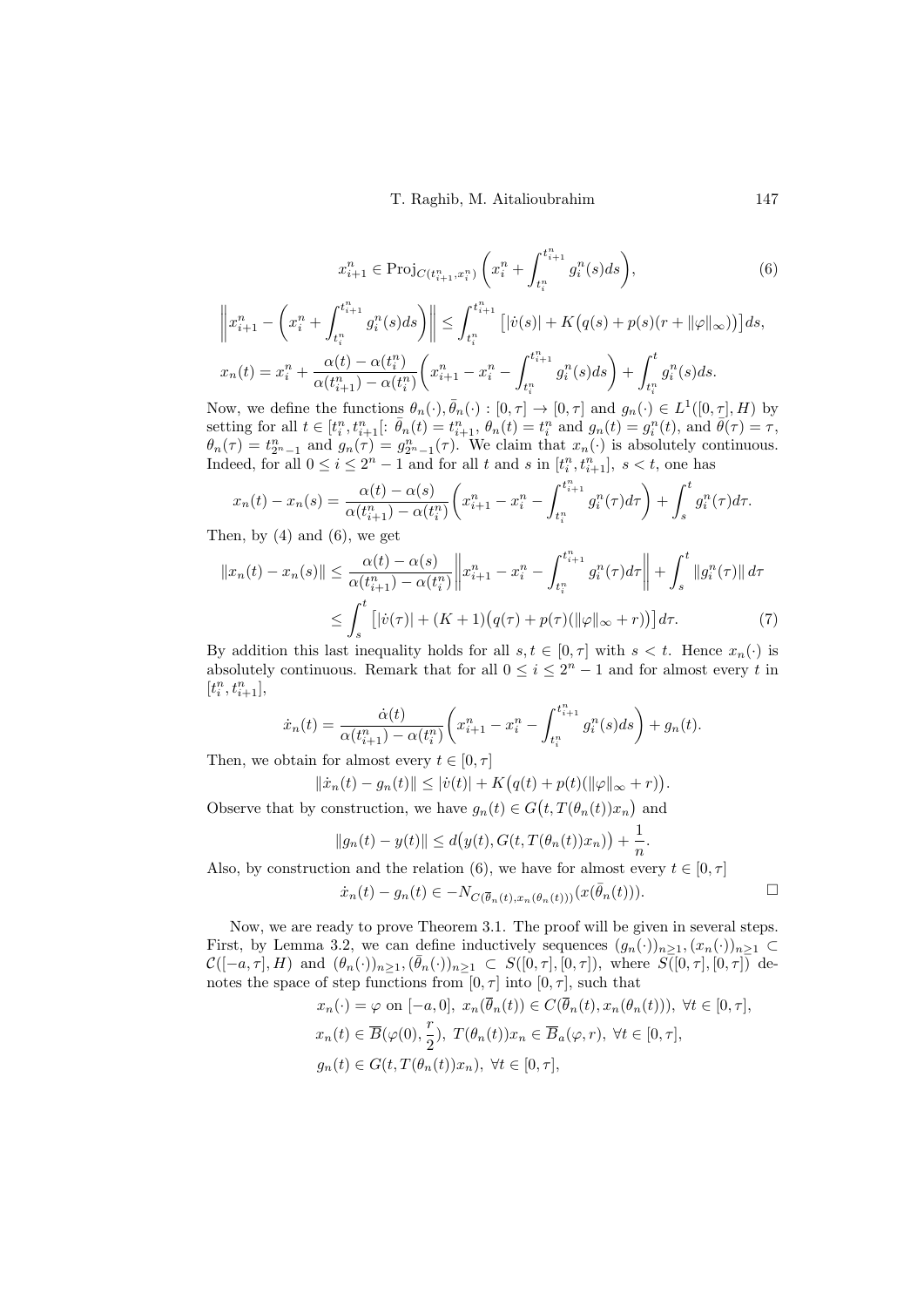$$x_{i+1}^n \in \mathrm{Proj}_{C(t_{i+1}^n, x_i^n)}\left(x_i^n + \int_{t_i^n}^{t_{i+1}^n} g_i^n(s)ds\right), \tag{6}$$

$$\left\| x_{i+1}^n - \left(x_i^n + \int_{t_i^n}^{t_{i+1}^n} g_i^n(s)ds\right)\right\| \le \int_{t_i^n}^{t_{i+1}^n} \left[|\dot{v}(s)| + K\big(q(s) + p(s)(r + \|\varphi\|_\infty)\big)\right]ds,$$

$$x_n(t) = x_i^n + \frac{\alpha(t) - \alpha(t_i^n)}{\alpha(t_{i+1}^n) - \alpha(t_i^n)}\left(x_{i+1}^n - x_i^n - \int_{t_i^n}^{t_{i+1}^n} g_i^n(s)ds\right) + \int_{t_i^n}^{t} g_i^n(s)ds.$$

Now, we define the functions $\theta_n(\cdot), \bar{\theta}_n(\cdot) : [0,\tau] \to [0,\tau]$ and $g_n(\cdot) \in L^1([0,\tau], H)$ by setting for all $t \in [t_i^n, t_{i+1}^n[$: $\bar{\theta}_n(t) = t_{i+1}^n$, $\theta_n(t) = t_i^n$ and $g_n(t) = g_i^n(t)$, and $\bar{\theta}(\tau) = \tau$, $\theta_n(\tau) = t_{2^n-1}^n$ and $g_n(\tau) = g_{2^n-1}^n(\tau)$. We claim that $x_n(\cdot)$ is absolutely continuous. Indeed, for all $0 \le i \le 2^n - 1$ and for all $t$ and $s$ in $[t_i^n, t_{i+1}^n]$, $s < t$, one has

$$x_n(t) - x_n(s) = \frac{\alpha(t) - \alpha(s)}{\alpha(t_{i+1}^n) - \alpha(t_i^n)}\left(x_{i+1}^n - x_i^n - \int_{t_i^n}^{t_{i+1}^n} g_i^n(\tau)d\tau\right) + \int_s^t g_i^n(\tau)d\tau.$$

Then, by (4) and (6), we get

$$\begin{aligned}\|x_n(t) - x_n(s)\| &\le \frac{\alpha(t) - \alpha(s)}{\alpha(t_{i+1}^n) - \alpha(t_i^n)}\left\|x_{i+1}^n - x_i^n - \int_{t_i^n}^{t_{i+1}^n} g_i^n(\tau)d\tau\right\| + \int_s^t \|g_i^n(\tau)\|\, d\tau \\ &\le \int_s^t \left[|\dot{v}(\tau)| + (K+1)\big(q(\tau) + p(\tau)(\|\varphi\|_\infty + r)\big)\right]d\tau. \end{aligned} \tag{7}$$

By addition this last inequality holds for all $s, t \in [0,\tau]$ with $s < t$. Hence $x_n(\cdot)$ is absolutely continuous. Remark that for all $0 \le i \le 2^n - 1$ and for almost every $t$ in $[t_i^n, t_{i+1}^n]$,

$$\dot{x}_n(t) = \frac{\dot{\alpha}(t)}{\alpha(t_{i+1}^n) - \alpha(t_i^n)}\left(x_{i+1}^n - x_i^n - \int_{t_i^n}^{t_{i+1}^n} g_i^n(s)ds\right) + g_n(t).$$

Then, we obtain for almost every $t \in [0,\tau]$

$$\|\dot{x}_n(t) - g_n(t)\| \le |\dot{v}(t)| + K\big(q(t) + p(t)(\|\varphi\|_\infty + r)\big).$$

Observe that by construction, we have $g_n(t) \in G\big(t, T(\theta_n(t))x_n\big)$ and

$$\|g_n(t) - y(t)\| \le d\big(y(t), G(t, T(\theta_n(t))x_n)\big) + \frac{1}{n}.$$

Also, by construction and the relation (6), we have for almost every $t \in [0,\tau]$

$$\dot{x}_n(t) - g_n(t) \in -N_{C(\overline{\theta}_n(t), x_n(\theta_n(t)))}(x(\bar{\theta}_n(t))). \qquad \square$$

Now, we are ready to prove Theorem 3.1. The proof will be given in several steps. First, by Lemma 3.2, we can define inductively sequences $(g_n(\cdot))_{n\ge1}, (x_n(\cdot))_{n\ge1} \subset \mathcal{C}([-a,\tau], H)$ and $(\theta_n(\cdot))_{n\ge1}, (\bar{\theta}_n(\cdot))_{n\ge1} \subset S([0,\tau],[0,\tau])$, where $S([0,\tau],[0,\tau])$ denotes the space of step functions from $[0,\tau]$ into $[0,\tau]$, such that

$$\begin{aligned} &x_n(\cdot) = \varphi \text{ on } [-a,0],\ x_n(\overline{\theta}_n(t)) \in C(\overline{\theta}_n(t), x_n(\theta_n(t))),\ \forall t \in [0,\tau], \\ &x_n(t) \in \overline{B}(\varphi(0), \frac{r}{2}),\ T(\theta_n(t))x_n \in \overline{B}_a(\varphi, r),\ \forall t \in [0,\tau], \\ &g_n(t) \in G(t, T(\theta_n(t))x_n),\ \forall t \in [0,\tau], \end{aligned}$$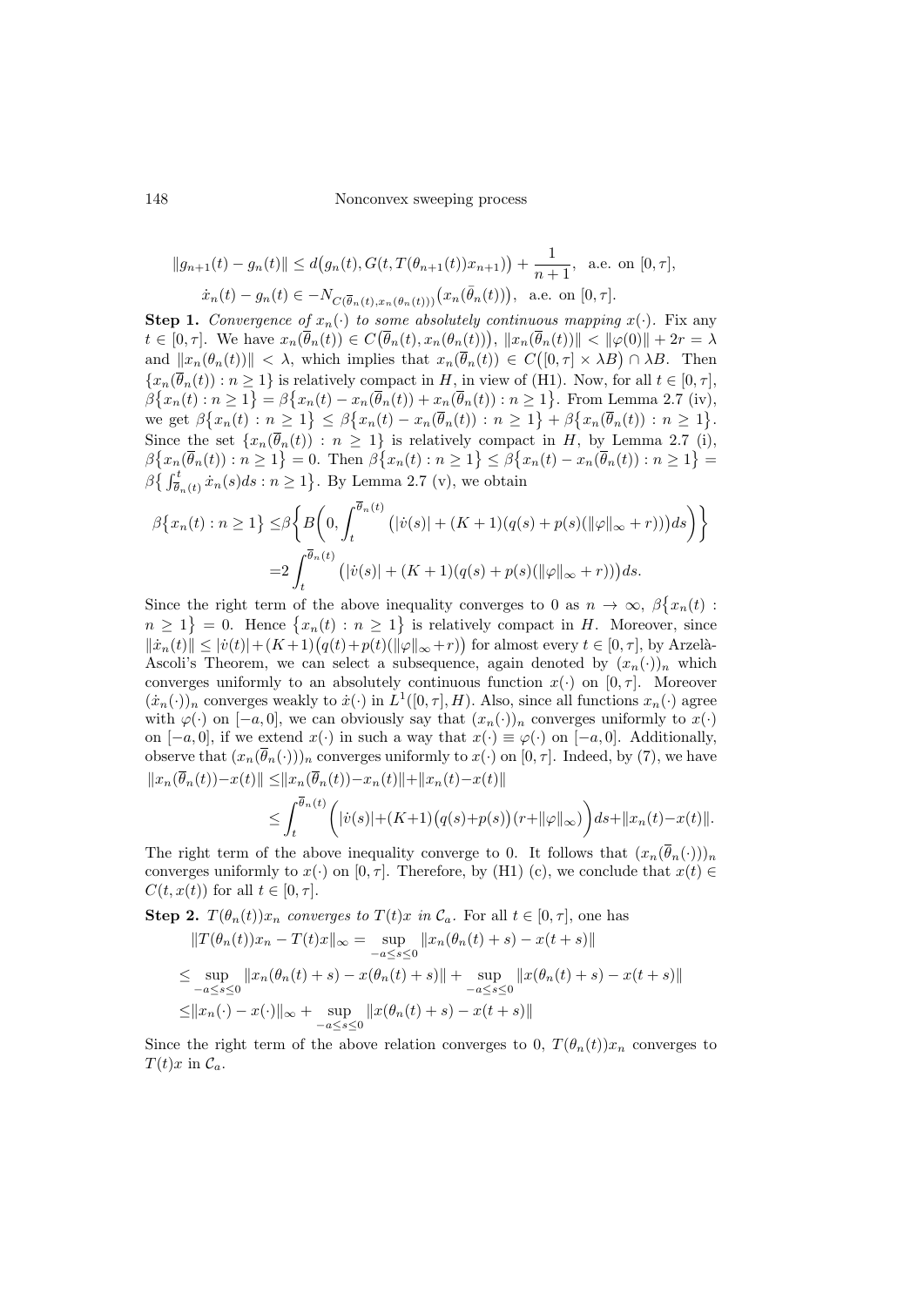$$\|g_{n+1}(t) - g_n(t)\| \le d\big(g_n(t), G(t, T(\theta_{n+1}(t))x_{n+1})\big) + \frac{1}{n+1}, \quad \text{a.e. on } [0,\tau],$$

$$\dot{x}_n(t) - g_n(t) \in -N_{C(\overline{\theta}_n(t), x_n(\theta_n(t)))}\big(x_n(\bar{\theta}_n(t))\big), \quad \text{a.e. on } [0,\tau].$$

**Step 1.** *Convergence of $x_n(\cdot)$ to some absolutely continuous mapping $x(\cdot)$.* Fix any $t \in [0,\tau]$. We have $x_n(\overline{\theta}_n(t)) \in C\big(\overline{\theta}_n(t), x_n(\theta_n(t))\big)$, $\|x_n(\overline{\theta}_n(t))\| < \|\varphi(0)\| + 2r = \lambda$ and $\|x_n(\theta_n(t))\| < \lambda$, which implies that $x_n(\overline{\theta}_n(t)) \in C\big([0,\tau] \times \lambda B\big) \cap \lambda B$. Then $\{x_n(\overline{\theta}_n(t)) : n \ge 1\}$ is relatively compact in $H$, in view of (H1). Now, for all $t \in [0,\tau]$, $\beta\big\{x_n(t) : n \ge 1\big\} = \beta\big\{x_n(t) - x_n(\overline{\theta}_n(t)) + x_n(\overline{\theta}_n(t)) : n \ge 1\big\}$. From Lemma 2.7 (iv), we get $\beta\big\{x_n(t) : n \ge 1\big\} \le \beta\big\{x_n(t) - x_n(\overline{\theta}_n(t)) : n \ge 1\big\} + \beta\big\{x_n(\overline{\theta}_n(t)) : n \ge 1\big\}$. Since the set $\{x_n(\overline{\theta}_n(t)) : n \ge 1\}$ is relatively compact in $H$, by Lemma 2.7 (i), $\beta\big\{x_n(\overline{\theta}_n(t)) : n \ge 1\big\} = 0$. Then $\beta\big\{x_n(t) : n \ge 1\big\} \le \beta\big\{x_n(t) - x_n(\overline{\theta}_n(t)) : n \ge 1\big\} = \beta\big\{\int_{\overline{\theta}_n(t)}^{t} \dot{x}_n(s)ds : n \ge 1\big\}$. By Lemma 2.7 (v), we obtain

$$\begin{aligned}
\beta\big\{x_n(t) : n \ge 1\big\} \le& \beta\bigg\{B\bigg(0, \int_t^{\overline{\theta}_n(t)} \big(|\dot{v}(s)| + (K+1)(q(s) + p(s)(\|\varphi\|_\infty + r))\big)ds\bigg)\bigg\} \\
=& 2\int_t^{\overline{\theta}_n(t)} \big(|\dot{v}(s)| + (K+1)(q(s) + p(s)(\|\varphi\|_\infty + r))\big)ds.
\end{aligned}$$

Since the right term of the above inequality converges to 0 as $n \to \infty$, $\beta\big\{x_n(t) : n \ge 1\big\} = 0$. Hence $\big\{x_n(t) : n \ge 1\big\}$ is relatively compact in $H$. Moreover, since $\|\dot{x}_n(t)\| \le |\dot{v}(t)| + (K+1)\big(q(t) + p(t)(\|\varphi\|_\infty + r)\big)$ for almost every $t \in [0,\tau]$, by Arzelà-Ascoli's Theorem, we can select a subsequence, again denoted by $(x_n(\cdot))_n$ which converges uniformly to an absolutely continuous function $x(\cdot)$ on $[0,\tau]$. Moreover $(\dot{x}_n(\cdot))_n$ converges weakly to $\dot{x}(\cdot)$ in $L^1([0,\tau], H)$. Also, since all functions $x_n(\cdot)$ agree with $\varphi(\cdot)$ on $[-a,0]$, we can obviously say that $(x_n(\cdot))_n$ converges uniformly to $x(\cdot)$ on $[-a,0]$, if we extend $x(\cdot)$ in such a way that $x(\cdot) \equiv \varphi(\cdot)$ on $[-a,0]$. Additionally, observe that $(x_n(\overline{\theta}_n(\cdot)))_n$ converges uniformly to $x(\cdot)$ on $[0,\tau]$. Indeed, by (7), we have

$$\begin{aligned}
\|x_n(\overline{\theta}_n(t)) - x(t)\| \le& \|x_n(\overline{\theta}_n(t)) - x_n(t)\| + \|x_n(t) - x(t)\| \\
\le& \int_t^{\overline{\theta}_n(t)} \Big(|\dot{v}(s)| + (K+1)\big(q(s) + p(s)\big)(r + \|\varphi\|_\infty)\Big)ds + \|x_n(t) - x(t)\|.
\end{aligned}$$

The right term of the above inequality converge to 0. It follows that $(x_n(\overline{\theta}_n(\cdot)))_n$ converges uniformly to $x(\cdot)$ on $[0,\tau]$. Therefore, by (H1) (c), we conclude that $x(t) \in C(t, x(t))$ for all $t \in [0,\tau]$.

**Step 2.** *$T(\theta_n(t))x_n$ converges to $T(t)x$ in $\mathcal{C}_a$.* For all $t \in [0,\tau]$, one has

$$\begin{aligned}
&\|T(\theta_n(t))x_n - T(t)x\|_\infty = \sup_{-a \le s \le 0} \|x_n(\theta_n(t) + s) - x(t+s)\| \\
\le& \sup_{-a \le s \le 0} \|x_n(\theta_n(t) + s) - x(\theta_n(t) + s)\| + \sup_{-a \le s \le 0} \|x(\theta_n(t) + s) - x(t+s)\| \\
\le& \|x_n(\cdot) - x(\cdot)\|_\infty + \sup_{-a \le s \le 0} \|x(\theta_n(t) + s) - x(t+s)\|
\end{aligned}$$

Since the right term of the above relation converges to 0, $T(\theta_n(t))x_n$ converges to $T(t)x$ in $\mathcal{C}_a$.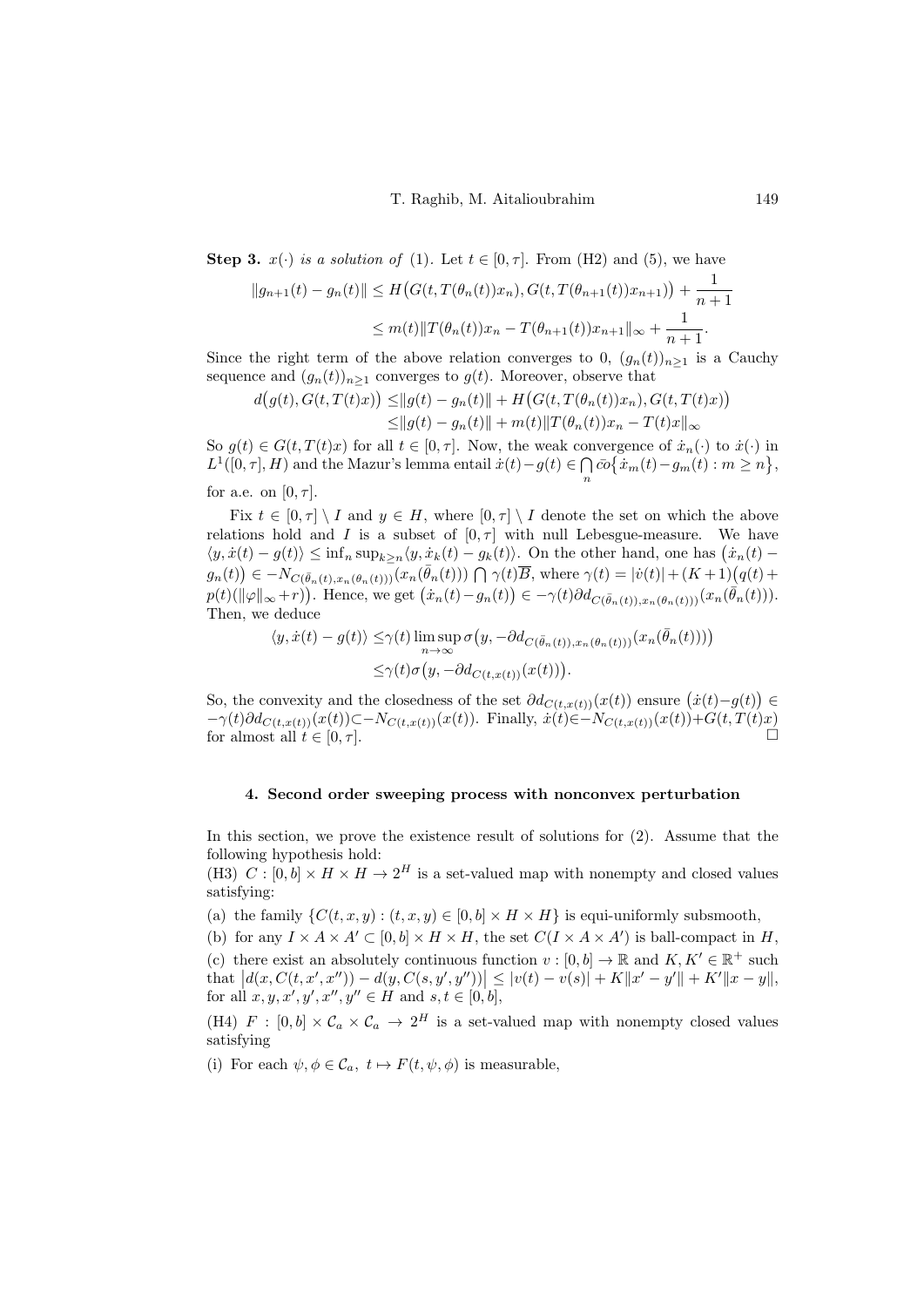**Step 3.** *$x(\cdot)$ is a solution of* (1). Let $t \in [0, \tau]$. From (H2) and (5), we have

$$\|g_{n+1}(t) - g_n(t)\| \le H\big(G(t, T(\theta_n(t))x_n), G(t, T(\theta_{n+1}(t))x_{n+1})\big) + \frac{1}{n+1}$$
$$\le m(t)\|T(\theta_n(t))x_n - T(\theta_{n+1}(t))x_{n+1}\|_\infty + \frac{1}{n+1}.$$

Since the right term of the above relation converges to 0, $(g_n(t))_{n\ge 1}$ is a Cauchy sequence and $(g_n(t))_{n\ge 1}$ converges to $g(t)$. Moreover, observe that

$$d\big(g(t), G(t, T(t)x)\big) \le \|g(t) - g_n(t)\| + H\big(G(t, T(\theta_n(t))x_n), G(t, T(t)x)\big)$$
$$\le \|g(t) - g_n(t)\| + m(t)\|T(\theta_n(t))x_n - T(t)x\|_\infty$$

So $g(t) \in G(t, T(t)x)$ for all $t \in [0, \tau]$. Now, the weak convergence of $\dot{x}_n(\cdot)$ to $\dot{x}(\cdot)$ in $L^1([0, \tau], H)$ and the Mazur's lemma entail $\dot{x}(t) - g(t) \in \bigcap_n \bar{co}\{\dot{x}_m(t) - g_m(t) : m \ge n\}$, for a.e. on $[0, \tau]$.

Fix $t \in [0, \tau] \setminus I$ and $y \in H$, where $[0, \tau] \setminus I$ denote the set on which the above relations hold and $I$ is a subset of $[0, \tau]$ with null Lebesgue-measure. We have $\langle y, \dot{x}(t) - g(t)\rangle \le \inf_n \sup_{k\ge n} \langle y, \dot{x}_k(t) - g_k(t)\rangle$. On the other hand, one has $\big(\dot{x}_n(t) - g_n(t)\big) \in -N_{C(\bar{\theta}_n(t), x_n(\theta_n(t)))}(x_n(\bar{\theta}_n(t))) \bigcap \gamma(t)\overline{B}$, where $\gamma(t) = |\dot{v}(t)| + (K+1)\big(q(t) + p(t)(\|\varphi\|_\infty + r)\big)$. Hence, we get $\big(\dot{x}_n(t) - g_n(t)\big) \in -\gamma(t)\partial d_{C(\bar{\theta}_n(t), x_n(\theta_n(t)))}(x_n(\bar{\theta}_n(t)))$. Then, we deduce

$$\langle y, \dot{x}(t) - g(t)\rangle \le \gamma(t) \limsup_{n\to\infty} \sigma\big(y, -\partial d_{C(\bar{\theta}_n(t), x_n(\theta_n(t)))}(x_n(\bar{\theta}_n(t)))\big)$$
$$\le \gamma(t)\sigma\big(y, -\partial d_{C(t, x(t))}(x(t))\big).$$

So, the convexity and the closedness of the set $\partial d_{C(t,x(t))}(x(t))$ ensure $\big(\dot{x}(t) - g(t)\big) \in -\gamma(t)\partial d_{C(t,x(t))}(x(t)) \subset -N_{C(t,x(t))}(x(t))$. Finally, $\dot{x}(t) \in -N_{C(t,x(t))}(x(t)) + G(t, T(t)x)$ for almost all $t \in [0, \tau]$. $\square$

#### 4. Second order sweeping process with nonconvex perturbation

In this section, we prove the existence result of solutions for (2). Assume that the following hypothesis hold:

(H3) $C : [0, b] \times H \times H \to 2^H$ is a set-valued map with nonempty and closed values satisfying:

(a) the family $\{C(t, x, y) : (t, x, y) \in [0, b] \times H \times H\}$ is equi-uniformly subsmooth,

(b) for any $I \times A \times A' \subset [0, b] \times H \times H$, the set $C(I \times A \times A')$ is ball-compact in $H$,

(c) there exist an absolutely continuous function $v : [0, b] \to \mathbb{R}$ and $K, K' \in \mathbb{R}^+$ such that $\big|d(x, C(t, x', x'')) - d(y, C(s, y', y''))\big| \le |v(t) - v(s)| + K\|x' - y'\| + K'\|x - y\|$, for all $x, y, x', y', x'', y'' \in H$ and $s, t \in [0, b]$,

(H4) $F : [0, b] \times \mathcal{C}_a \times \mathcal{C}_a \to 2^H$ is a set-valued map with nonempty closed values satisfying

(i) For each $\psi, \phi \in \mathcal{C}_a$, $t \mapsto F(t, \psi, \phi)$ is measurable,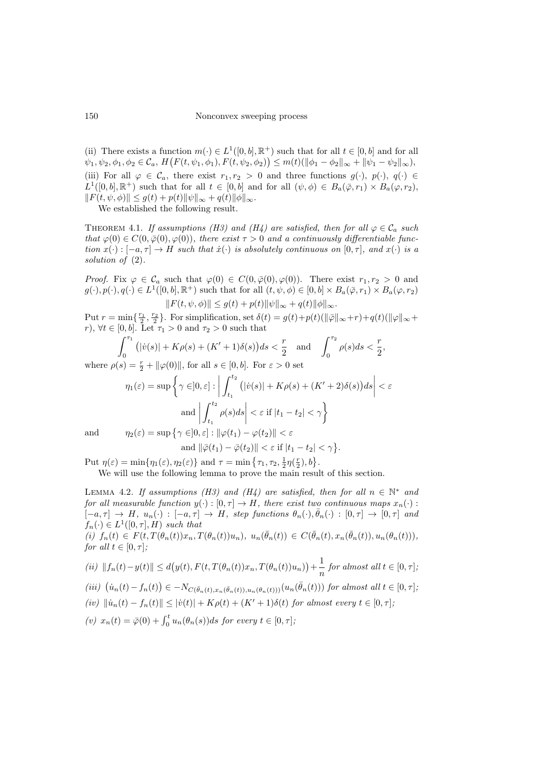(ii) There exists a function $m(\cdot) \in L^1([0,b],\mathbb{R}^+)$ such that for all $t \in [0,b]$ and for all $\psi_1, \psi_2, \phi_1, \phi_2 \in \mathcal{C}_a$, $H\big(F(t,\psi_1,\phi_1), F(t,\psi_2,\phi_2)\big) \le m(t)(\|\phi_1 - \phi_2\|_\infty + \|\psi_1 - \psi_2\|_\infty)$,

(iii) For all $\varphi \in \mathcal{C}_a$, there exist $r_1, r_2 > 0$ and three functions $g(\cdot)$, $p(\cdot)$, $q(\cdot) \in L^1([0,b],\mathbb{R}^+)$ such that for all $t \in [0,b]$ and for all $(\psi,\phi) \in B_a(\bar{\varphi}, r_1) \times B_a(\varphi, r_2)$, $\|F(t,\psi,\phi)\| \le g(t) + p(t)\|\psi\|_\infty + q(t)\|\phi\|_\infty$.

We established the following result.

Theorem 4.1. *If assumptions (H3) and (H4) are satisfied, then for all $\varphi \in \mathcal{C}_a$ such that $\varphi(0) \in C(0, \bar{\varphi}(0), \varphi(0))$, there exist $\tau > 0$ and a continuously differentiable function $x(\cdot) : [-a,\tau] \to H$ such that $\dot{x}(\cdot)$ is absolutely continuous on $[0,\tau]$, and $x(\cdot)$ is a solution of* (2).

*Proof.* Fix $\varphi \in \mathcal{C}_a$ such that $\varphi(0) \in C(0, \bar{\varphi}(0), \varphi(0))$. There exist $r_1, r_2 > 0$ and $g(\cdot), p(\cdot), q(\cdot) \in L^1([0,b],\mathbb{R}^+)$ such that for all $(t,\psi,\phi) \in [0,b] \times B_a(\bar{\varphi}, r_1) \times B_a(\varphi, r_2)$

$$\|F(t,\psi,\phi)\| \le g(t) + p(t)\|\psi\|_\infty + q(t)\|\phi\|_\infty.$$

Put $r = \min\{\frac{r_1}{2}, \frac{r_2}{2}\}$. For simplification, set $\delta(t) = g(t) + p(t)(\|\bar{\varphi}\|_\infty + r) + q(t)(\|\varphi\|_\infty + r)$, $\forall t \in [0,b]$. Let $\tau_1 > 0$ and $\tau_2 > 0$ such that

$$\int_0^{\tau_1} \big(|\dot{v}(s)| + K\rho(s) + (K'+1)\delta(s)\big)ds < \frac{r}{2} \quad \text{and} \quad \int_0^{\tau_2} \rho(s)ds < \frac{r}{2},$$

where $\rho(s) = \frac{r}{2} + \|\varphi(0)\|$, for all $s \in [0,b]$. For $\varepsilon > 0$ set

$$\eta_1(\varepsilon) = \sup\bigg\{\gamma \in ]0,\varepsilon] : \bigg|\int_{t_1}^{t_2} \big(|\dot{v}(s)| + K\rho(s) + (K'+2)\delta(s)\big)ds\bigg| < \varepsilon \text{ and } \bigg|\int_{t_1}^{t_2} \rho(s)ds\bigg| < \varepsilon \text{ if } |t_1 - t_2| < \gamma\bigg\}$$

and

$$\eta_2(\varepsilon) = \sup\big\{\gamma \in ]0,\varepsilon] : \|\varphi(t_1) - \varphi(t_2)\| < \varepsilon \text{ and } \|\bar{\varphi}(t_1) - \bar{\varphi}(t_2)\| < \varepsilon \text{ if } |t_1 - t_2| < \gamma\big\}.$$

Put $\eta(\varepsilon) = \min\{\eta_1(\varepsilon), \eta_2(\varepsilon)\}$ and $\tau = \min\big\{\tau_1, \tau_2, \frac{1}{2}\eta(\frac{r}{2}), b\big\}$.

We will use the following lemma to prove the main result of this section.

Lemma 4.2. *If assumptions (H3) and (H4) are satisfied, then for all $n \in \mathbb{N}^*$ and for all measurable function $y(\cdot) : [0,\tau] \to H$, there exist two continuous maps $x_n(\cdot) : [-a,\tau] \to H$, $u_n(\cdot) : [-a,\tau] \to H$, step functions $\theta_n(\cdot), \bar{\theta}_n(\cdot) : [0,\tau] \to [0,\tau]$ and $f_n(\cdot) \in L^1([0,\tau],H)$ such that*

*(i) $f_n(t) \in F(t, T(\theta_n(t))x_n, T(\theta_n(t))u_n)$, $u_n(\bar{\theta}_n(t)) \in C(\bar{\theta}_n(t), x_n(\bar{\theta}_n(t)), u_n(\theta_n(t)))$, for all $t \in [0,\tau]$;*

*(ii) $\|f_n(t) - y(t)\| \le d\big(y(t), F(t, T(\theta_n(t))x_n, T(\theta_n(t))u_n)\big) + \dfrac{1}{n}$ for almost all $t \in [0,\tau]$;*

*(iii) $\big(\dot{u}_n(t) - f_n(t)\big) \in -N_{C(\bar{\theta}_n(t), x_n(\bar{\theta}_n(t)), u_n(\theta_n(t)))}(u_n(\bar{\theta}_n(t)))$ for almost all $t \in [0,\tau]$;*

*(iv) $\|\dot{u}_n(t) - f_n(t)\| \le |\dot{v}(t)| + K\rho(t) + (K'+1)\delta(t)$ for almost every $t \in [0,\tau]$;*

*(v) $x_n(t) = \bar{\varphi}(0) + \int_0^t u_n(\theta_n(s))ds$ for every $t \in [0,\tau]$;*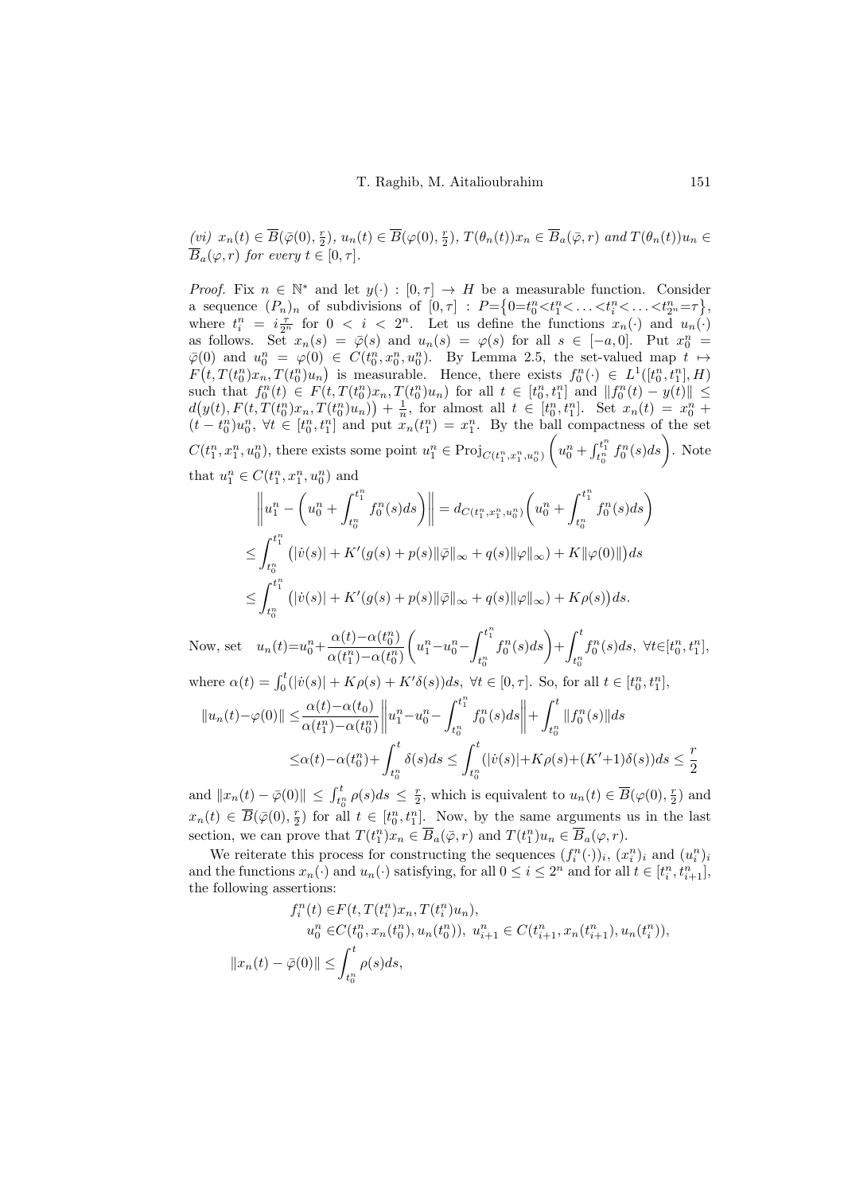*(vi)* $x_n(t) \in \overline{B}(\bar{\varphi}(0), \frac{r}{2})$, $u_n(t) \in \overline{B}(\varphi(0), \frac{r}{2})$, $T(\theta_n(t))x_n \in \overline{B}_a(\bar{\varphi}, r)$ *and* $T(\theta_n(t))u_n \in \overline{B}_a(\varphi, r)$ *for every* $t \in [0, \tau]$.

*Proof.* Fix $n \in \mathbb{N}^*$ and let $y(\cdot) : [0, \tau] \to H$ be a measurable function. Consider a sequence $(P_n)_n$ of subdivisions of $[0, \tau]$ : $P = \{0 = t_0^n < t_1^n < \ldots < t_i^n < \ldots < t_{2^n}^n = \tau\}$, where $t_i^n = i\frac{\tau}{2^n}$ for $0 < i < 2^n$. Let us define the functions $x_n(\cdot)$ and $u_n(\cdot)$ as follows. Set $x_n(s) = \bar{\varphi}(s)$ and $u_n(s) = \varphi(s)$ for all $s \in [-a, 0]$. Put $x_0^n = \bar{\varphi}(0)$ and $u_0^n = \varphi(0) \in C(t_0^n, x_0^n, u_0^n)$. By Lemma 2.5, the set-valued map $t \mapsto F\big(t, T(t_0^n)x_n, T(t_0^n)u_n\big)$ is measurable. Hence, there exists $f_0^n(\cdot) \in L^1([t_0^n, t_1^n], H)$ such that $f_0^n(t) \in F(t, T(t_0^n)x_n, T(t_0^n)u_n)$ for all $t \in [t_0^n, t_1^n]$ and $\|f_0^n(t) - y(t)\| \leq d\big(y(t), F(t, T(t_0^n)x_n, T(t_0^n)u_n)\big) + \frac{1}{n}$, for almost all $t \in [t_0^n, t_1^n]$. Set $x_n(t) = x_0^n + (t - t_0^n)u_0^n$, $\forall t \in [t_0^n, t_1^n]$ and put $x_n(t_1^n) = x_1^n$. By the ball compactness of the set $C(t_1^n, x_1^n, u_0^n)$, there exists some point $u_1^n \in \mathrm{Proj}_{C(t_1^n, x_1^n, u_0^n)}\left(u_0^n + \int_{t_0^n}^{t_1^n} f_0^n(s)ds\right)$. Note that $u_1^n \in C(t_1^n, x_1^n, u_0^n)$ and

$$
\begin{aligned}
&\left\| u_1^n - \left(u_0^n + \int_{t_0^n}^{t_1^n} f_0^n(s)ds\right)\right\| = d_{C(t_1^n, x_1^n, u_0^n)}\left(u_0^n + \int_{t_0^n}^{t_1^n} f_0^n(s)ds\right)\\
&\leq \int_{t_0^n}^{t_1^n} \big(|\dot{v}(s)| + K'(g(s) + p(s)\|\bar{\varphi}\|_\infty + q(s)\|\varphi\|_\infty) + K\|\varphi(0)\|\big)ds\\
&\leq \int_{t_0^n}^{t_1^n} \big(|\dot{v}(s)| + K'(g(s) + p(s)\|\bar{\varphi}\|_\infty + q(s)\|\varphi\|_\infty) + K\rho(s)\big)ds.
\end{aligned}
$$

Now, set $\quad u_n(t) = u_0^n + \dfrac{\alpha(t) - \alpha(t_0^n)}{\alpha(t_1^n) - \alpha(t_0^n)}\left(u_1^n - u_0^n - \displaystyle\int_{t_0^n}^{t_1^n} f_0^n(s)ds\right) + \displaystyle\int_{t_0^n}^{t} f_0^n(s)ds, \ \forall t \in [t_0^n, t_1^n],$

where $\alpha(t) = \int_0^t (|\dot{v}(s)| + K\rho(s) + K'\delta(s))ds$, $\forall t \in [0, \tau]$. So, for all $t \in [t_0^n, t_1^n]$,

$$
\begin{aligned}
\|u_n(t) - \varphi(0)\| &\leq \frac{\alpha(t) - \alpha(t_0)}{\alpha(t_1^n) - \alpha(t_0^n)}\left\| u_1^n - u_0^n - \int_{t_0^n}^{t_1^n} f_0^n(s)ds\right\| + \int_{t_0^n}^{t} \|f_0^n(s)\|ds\\
&\leq \alpha(t) - \alpha(t_0^n) + \int_{t_0^n}^{t} \delta(s)ds \leq \int_{t_0^n}^{t} (|\dot{v}(s)| + K\rho(s) + (K'+1)\delta(s))ds \leq \frac{r}{2}
\end{aligned}
$$

and $\|x_n(t) - \bar{\varphi}(0)\| \leq \int_{t_0^n}^{t} \rho(s)ds \leq \frac{r}{2}$, which is equivalent to $u_n(t) \in \overline{B}(\varphi(0), \frac{r}{2})$ and $x_n(t) \in \overline{B}(\bar{\varphi}(0), \frac{r}{2})$ for all $t \in [t_0^n, t_1^n]$. Now, by the same arguments us in the last section, we can prove that $T(t_1^n)x_n \in \overline{B}_a(\bar{\varphi}, r)$ and $T(t_1^n)u_n \in \overline{B}_a(\varphi, r)$.

We reiterate this process for constructing the sequences $(f_i^n(\cdot))_i$, $(x_i^n)_i$ and $(u_i^n)_i$ and the functions $x_n(\cdot)$ and $u_n(\cdot)$ satisfying, for all $0 \leq i \leq 2^n$ and for all $t \in [t_i^n, t_{i+1}^n]$, the following assertions:

$$
\begin{aligned}
f_i^n(t) &\in F(t, T(t_i^n)x_n, T(t_i^n)u_n),\\
u_0^n &\in C(t_0^n, x_n(t_0^n), u_n(t_0^n)),\ u_{i+1}^n \in C(t_{i+1}^n, x_n(t_{i+1}^n), u_n(t_i^n)),\\
\|x_n(t) - \bar{\varphi}(0)\| &\leq \int_{t_0^n}^{t} \rho(s)ds,
\end{aligned}
$$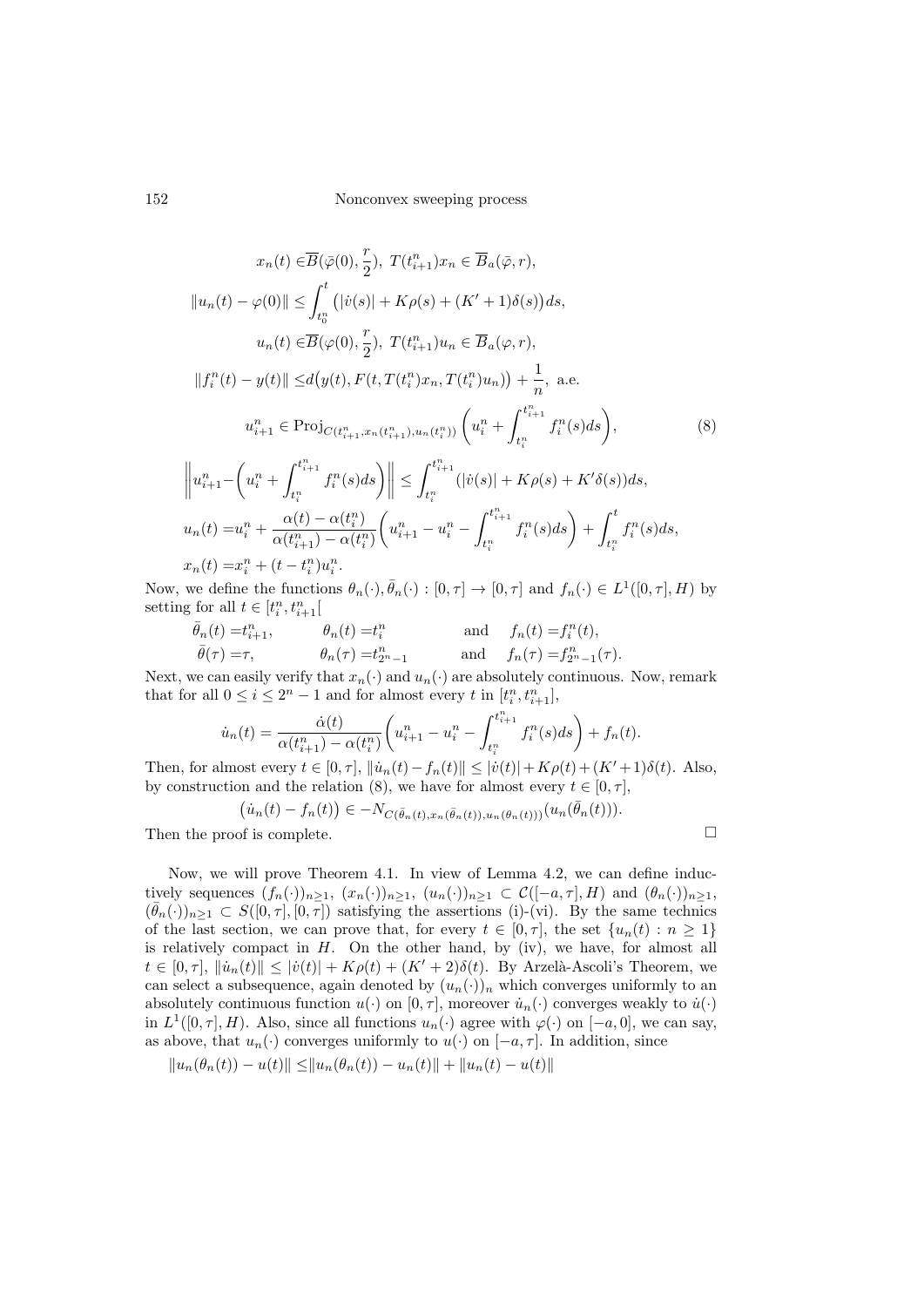$$
\begin{aligned}
x_n(t) \in& \overline{B}(\bar{\varphi}(0), \frac{r}{2}),\ T(t_{i+1}^n)x_n \in \overline{B}_a(\bar{\varphi}, r),\\
\|u_n(t) - \varphi(0)\| \leq& \int_{t_0^n}^t \big(|\dot{v}(s)| + K\rho(s) + (K'+1)\delta(s)\big)ds,\\
u_n(t) \in& \overline{B}(\varphi(0), \frac{r}{2}),\ T(t_{i+1}^n)u_n \in \overline{B}_a(\varphi, r),\\
\|f_i^n(t) - y(t)\| \leq& d\big(y(t), F(t, T(t_i^n)x_n, T(t_i^n)u_n)\big) + \frac{1}{n},\ \text{a.e.}\\
u_{i+1}^n \in& \operatorname{Proj}_{C(t_{i+1}^n, x_n(t_{i+1}^n), u_n(t_i^n))}\left(u_i^n + \int_{t_i^n}^{t_{i+1}^n} f_i^n(s)ds\right), \qquad (8)\\
\left\| u_{i+1}^n - \left(u_i^n + \int_{t_i^n}^{t_{i+1}^n} f_i^n(s)ds\right)\right\| \leq& \int_{t_i^n}^{t_{i+1}^n} (|\dot{v}(s)| + K\rho(s) + K'\delta(s))ds,\\
u_n(t) =& u_i^n + \frac{\alpha(t) - \alpha(t_i^n)}{\alpha(t_{i+1}^n) - \alpha(t_i^n)}\left(u_{i+1}^n - u_i^n - \int_{t_i^n}^{t_{i+1}^n} f_i^n(s)ds\right) + \int_{t_i^n}^t f_i^n(s)ds,\\
x_n(t) =& x_i^n + (t - t_i^n)u_i^n.
\end{aligned}
$$

Now, we define the functions $\theta_n(\cdot), \bar{\theta}_n(\cdot) : [0,\tau] \to [0,\tau]$ and $f_n(\cdot) \in L^1([0,\tau], H)$ by setting for all $t \in [t_i^n, t_{i+1}^n[$

$$
\begin{aligned}
\bar{\theta}_n(t) =& t_{i+1}^n, \qquad & \theta_n(t) =& t_i^n \qquad & \text{and} \qquad f_n(t) =& f_i^n(t),\\
\bar{\theta}(\tau) =& \tau, \qquad & \theta_n(\tau) =& t_{2^n-1}^n \qquad & \text{and} \qquad f_n(\tau) =& f_{2^n-1}^n(\tau).
\end{aligned}
$$

Next, we can easily verify that $x_n(\cdot)$ and $u_n(\cdot)$ are absolutely continuous. Now, remark that for all $0 \leq i \leq 2^n - 1$ and for almost every $t$ in $[t_i^n, t_{i+1}^n]$,

$$
\dot{u}_n(t) = \frac{\dot{\alpha}(t)}{\alpha(t_{i+1}^n) - \alpha(t_i^n)}\left(u_{i+1}^n - u_i^n - \int_{t_i^n}^{t_{i+1}^n} f_i^n(s)ds\right) + f_n(t).
$$

Then, for almost every $t \in [0,\tau]$, $\|\dot{u}_n(t) - f_n(t)\| \leq |\dot{v}(t)| + K\rho(t) + (K'+1)\delta(t)$. Also, by construction and the relation (8), we have for almost every $t \in [0,\tau]$,

$$
\big(\dot{u}_n(t) - f_n(t)\big) \in -N_{C(\bar{\theta}_n(t), x_n(\bar{\theta}_n(t)), u_n(\theta_n(t)))}(u_n(\bar{\theta}_n(t))).
$$

Then the proof is complete. $\square$

Now, we will prove Theorem 4.1. In view of Lemma 4.2, we can define inductively sequences $(f_n(\cdot))_{n\geq 1}$, $(x_n(\cdot))_{n\geq 1}$, $(u_n(\cdot))_{n\geq 1} \subset \mathcal{C}([-a,\tau], H)$ and $(\theta_n(\cdot))_{n\geq 1}$, $(\bar{\theta}_n(\cdot))_{n\geq 1} \subset S([0,\tau],[0,\tau])$ satisfying the assertions (i)-(vi). By the same technics of the last section, we can prove that, for every $t \in [0,\tau]$, the set $\{u_n(t) : n \geq 1\}$ is relatively compact in $H$. On the other hand, by (iv), we have, for almost all $t \in [0,\tau]$, $\|\dot{u}_n(t)\| \leq |\dot{v}(t)| + K\rho(t) + (K'+2)\delta(t)$. By Arzelà-Ascoli's Theorem, we can select a subsequence, again denoted by $(u_n(\cdot))_n$ which converges uniformly to an absolutely continuous function $u(\cdot)$ on $[0,\tau]$, moreover $\dot{u}_n(\cdot)$ converges weakly to $\dot{u}(\cdot)$ in $L^1([0,\tau], H)$. Also, since all functions $u_n(\cdot)$ agree with $\varphi(\cdot)$ on $[-a, 0]$, we can say, as above, that $u_n(\cdot)$ converges uniformly to $u(\cdot)$ on $[-a,\tau]$. In addition, since

$$
\|u_n(\theta_n(t)) - u(t)\| \leq \|u_n(\theta_n(t)) - u_n(t)\| + \|u_n(t) - u(t)\|
$$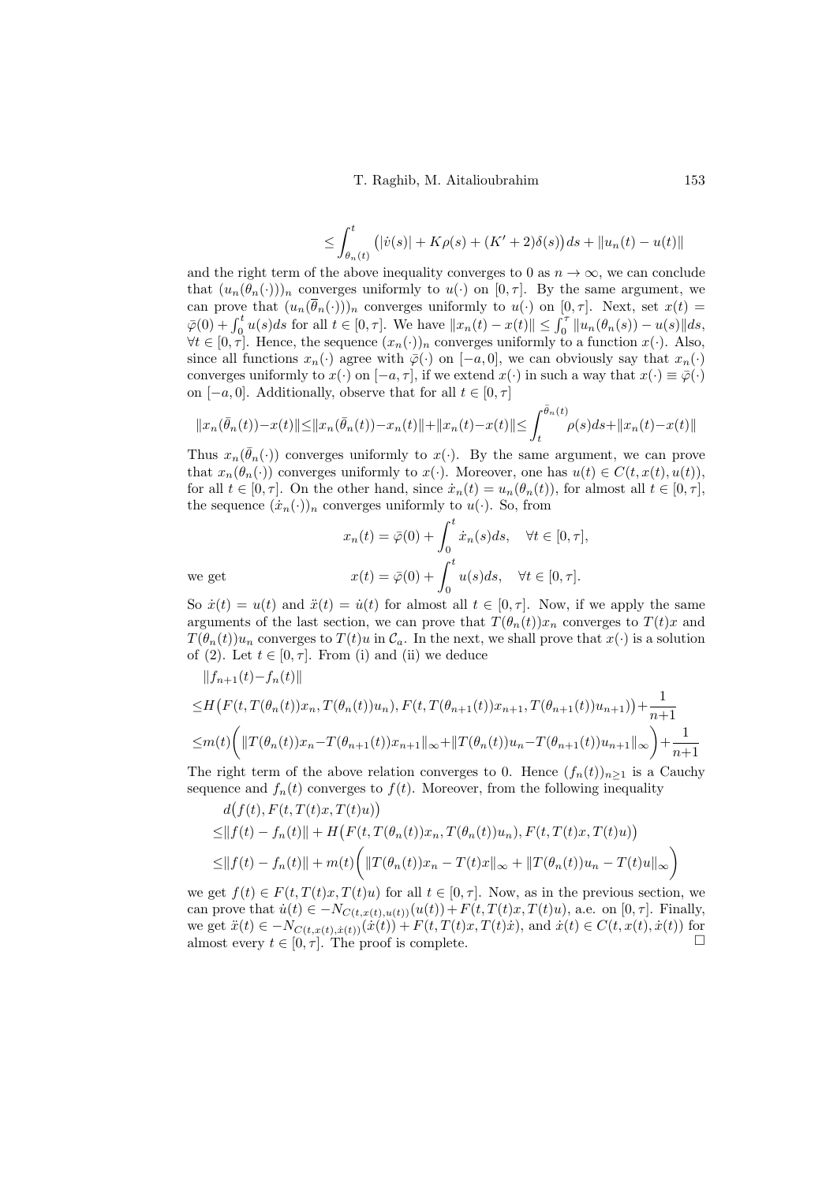$$\leq \int_{\theta_n(t)}^{t} \big(|\dot{v}(s)| + K\rho(s) + (K'+2)\delta(s)\big)ds + \|u_n(t) - u(t)\|$$

and the right term of the above inequality converges to 0 as $n \to \infty$, we can conclude that $(u_n(\theta_n(\cdot)))_n$ converges uniformly to $u(\cdot)$ on $[0,\tau]$. By the same argument, we can prove that $(u_n(\overline{\theta}_n(\cdot)))_n$ converges uniformly to $u(\cdot)$ on $[0,\tau]$. Next, set $x(t) = \bar{\varphi}(0) + \int_0^t u(s)ds$ for all $t \in [0,\tau]$. We have $\|x_n(t) - x(t)\| \leq \int_0^\tau \|u_n(\theta_n(s)) - u(s)\|ds$, $\forall t \in [0,\tau]$. Hence, the sequence $(x_n(\cdot))_n$ converges uniformly to a function $x(\cdot)$. Also, since all functions $x_n(\cdot)$ agree with $\bar{\varphi}(\cdot)$ on $[-a,0]$, we can obviously say that $x_n(\cdot)$ converges uniformly to $x(\cdot)$ on $[-a,\tau]$, if we extend $x(\cdot)$ in such a way that $x(\cdot) \equiv \bar{\varphi}(\cdot)$ on $[-a,0]$. Additionally, observe that for all $t \in [0,\tau]$

$$\|x_n(\bar{\theta}_n(t)) - x(t)\| \leq \|x_n(\bar{\theta}_n(t)) - x_n(t)\| + \|x_n(t) - x(t)\| \leq \int_t^{\bar{\theta}_n(t)} \rho(s)ds + \|x_n(t) - x(t)\|$$

Thus $x_n(\bar{\theta}_n(\cdot))$ converges uniformly to $x(\cdot)$. By the same argument, we can prove that $x_n(\theta_n(\cdot))$ converges uniformly to $x(\cdot)$. Moreover, one has $u(t) \in C(t, x(t), u(t))$, for all $t \in [0,\tau]$. On the other hand, since $\dot{x}_n(t) = u_n(\theta_n(t))$, for almost all $t \in [0,\tau]$, the sequence $(\dot{x}_n(\cdot))_n$ converges uniformly to $u(\cdot)$. So, from

$$x_n(t) = \bar{\varphi}(0) + \int_0^t \dot{x}_n(s)ds, \quad \forall t \in [0,\tau],$$

we get

$$x(t) = \bar{\varphi}(0) + \int_0^t u(s)ds, \quad \forall t \in [0,\tau].$$

So $\dot{x}(t) = u(t)$ and $\ddot{x}(t) = \dot{u}(t)$ for almost all $t \in [0,\tau]$. Now, if we apply the same arguments of the last section, we can prove that $T(\theta_n(t))x_n$ converges to $T(t)x$ and $T(\theta_n(t))u_n$ converges to $T(t)u$ in $\mathcal{C}_a$. In the next, we shall prove that $x(\cdot)$ is a solution of (2). Let $t \in [0,\tau]$. From (i) and (ii) we deduce

$$\begin{aligned}
&\|f_{n+1}(t) - f_n(t)\| \\
&\leq H\big(F(t, T(\theta_n(t))x_n, T(\theta_n(t))u_n), F(t, T(\theta_{n+1}(t))x_{n+1}, T(\theta_{n+1}(t))u_{n+1})\big) + \frac{1}{n+1} \\
&\leq m(t)\bigg(\|T(\theta_n(t))x_n - T(\theta_{n+1}(t))x_{n+1}\|_\infty + \|T(\theta_n(t))u_n - T(\theta_{n+1}(t))u_{n+1}\|_\infty\bigg) + \frac{1}{n+1}
\end{aligned}$$

The right term of the above relation converges to 0. Hence $(f_n(t))_{n\geq 1}$ is a Cauchy sequence and $f_n(t)$ converges to $f(t)$. Moreover, from the following inequality

$$\begin{aligned}
&d\big(f(t), F(t, T(t)x, T(t)u)\big) \\
&\leq \|f(t) - f_n(t)\| + H\big(F(t, T(\theta_n(t))x_n, T(\theta_n(t))u_n), F(t, T(t)x, T(t)u)\big) \\
&\leq \|f(t) - f_n(t)\| + m(t)\bigg(\|T(\theta_n(t))x_n - T(t)x\|_\infty + \|T(\theta_n(t))u_n - T(t)u\|_\infty\bigg)
\end{aligned}$$

we get $f(t) \in F(t, T(t)x, T(t)u)$ for all $t \in [0,\tau]$. Now, as in the previous section, we can prove that $\dot{u}(t) \in -N_{C(t,x(t),u(t))}(u(t)) + F(t, T(t)x, T(t)u)$, a.e. on $[0,\tau]$. Finally, we get $\ddot{x}(t) \in -N_{C(t,x(t),\dot{x}(t))}(\dot{x}(t)) + F(t, T(t)x, T(t)\dot{x})$, and $\dot{x}(t) \in C(t, x(t), \dot{x}(t))$ for almost every $t \in [0,\tau]$. The proof is complete. □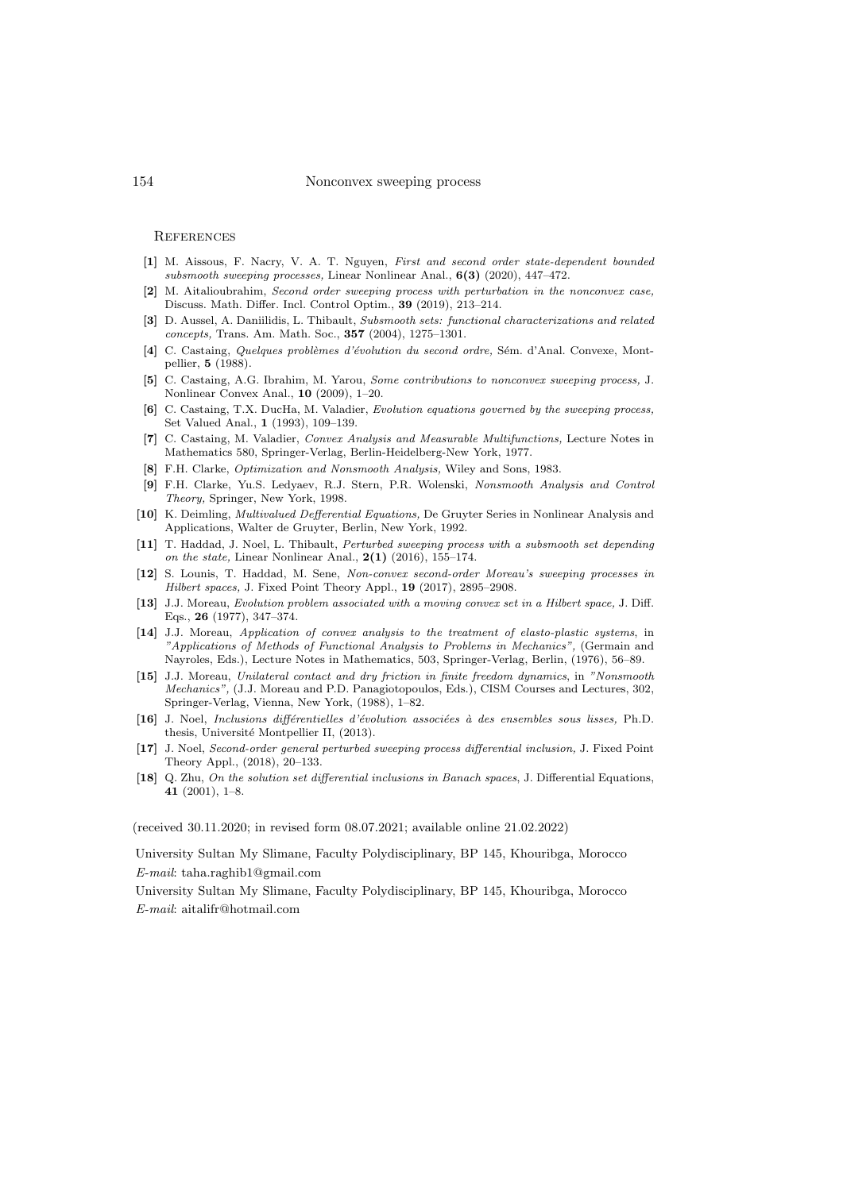## References

**[1]** M. Aissous, F. Nacry, V. A. T. Nguyen, *First and second order state-dependent bounded subsmooth sweeping processes,* Linear Nonlinear Anal., **6(3)** (2020), 447–472.

**[2]** M. Aitalioubrahim, *Second order sweeping process with perturbation in the nonconvex case,* Discuss. Math. Differ. Incl. Control Optim., **39** (2019), 213–214.

**[3]** D. Aussel, A. Daniilidis, L. Thibault, *Subsmooth sets: functional characterizations and related concepts,* Trans. Am. Math. Soc., **357** (2004), 1275–1301.

**[4]** C. Castaing, *Quelques problèmes d'évolution du second ordre,* Sém. d'Anal. Convexe, Montpellier, **5** (1988).

**[5]** C. Castaing, A.G. Ibrahim, M. Yarou, *Some contributions to nonconvex sweeping process,* J. Nonlinear Convex Anal., **10** (2009), 1–20.

**[6]** C. Castaing, T.X. DucHa, M. Valadier, *Evolution equations governed by the sweeping process,* Set Valued Anal., **1** (1993), 109–139.

**[7]** C. Castaing, M. Valadier, *Convex Analysis and Measurable Multifunctions,* Lecture Notes in Mathematics 580, Springer-Verlag, Berlin-Heidelberg-New York, 1977.

**[8]** F.H. Clarke, *Optimization and Nonsmooth Analysis,* Wiley and Sons, 1983.

**[9]** F.H. Clarke, Yu.S. Ledyaev, R.J. Stern, P.R. Wolenski, *Nonsmooth Analysis and Control Theory,* Springer, New York, 1998.

**[10]** K. Deimling, *Multivalued Defferential Equations,* De Gruyter Series in Nonlinear Analysis and Applications, Walter de Gruyter, Berlin, New York, 1992.

**[11]** T. Haddad, J. Noel, L. Thibault, *Perturbed sweeping process with a subsmooth set depending on the state,* Linear Nonlinear Anal., **2(1)** (2016), 155–174.

**[12]** S. Lounis, T. Haddad, M. Sene, *Non-convex second-order Moreau's sweeping processes in Hilbert spaces,* J. Fixed Point Theory Appl., **19** (2017), 2895–2908.

**[13]** J.J. Moreau, *Evolution problem associated with a moving convex set in a Hilbert space,* J. Diff. Eqs., **26** (1977), 347–374.

**[14]** J.J. Moreau, *Application of convex analysis to the treatment of elasto-plastic systems*, in *"Applications of Methods of Functional Analysis to Problems in Mechanics",* (Germain and Nayroles, Eds.), Lecture Notes in Mathematics, 503, Springer-Verlag, Berlin, (1976), 56–89.

**[15]** J.J. Moreau, *Unilateral contact and dry friction in finite freedom dynamics*, in *"Nonsmooth Mechanics",* (J.J. Moreau and P.D. Panagiotopoulos, Eds.), CISM Courses and Lectures, 302, Springer-Verlag, Vienna, New York, (1988), 1–82.

**[16]** J. Noel, *Inclusions différentielles d'évolution associées à des ensembles sous lisses,* Ph.D. thesis, Université Montpellier II, (2013).

**[17]** J. Noel, *Second-order general perturbed sweeping process differential inclusion,* J. Fixed Point Theory Appl., (2018), 20–133.

**[18]** Q. Zhu, *On the solution set differential inclusions in Banach spaces*, J. Differential Equations, **41** (2001), 1–8.

(received 30.11.2020; in revised form 08.07.2021; available online 21.02.2022)

University Sultan My Slimane, Faculty Polydisciplinary, BP 145, Khouribga, Morocco

*E-mail*: taha.raghib1@gmail.com

University Sultan My Slimane, Faculty Polydisciplinary, BP 145, Khouribga, Morocco

*E-mail*: aitalifr@hotmail.com